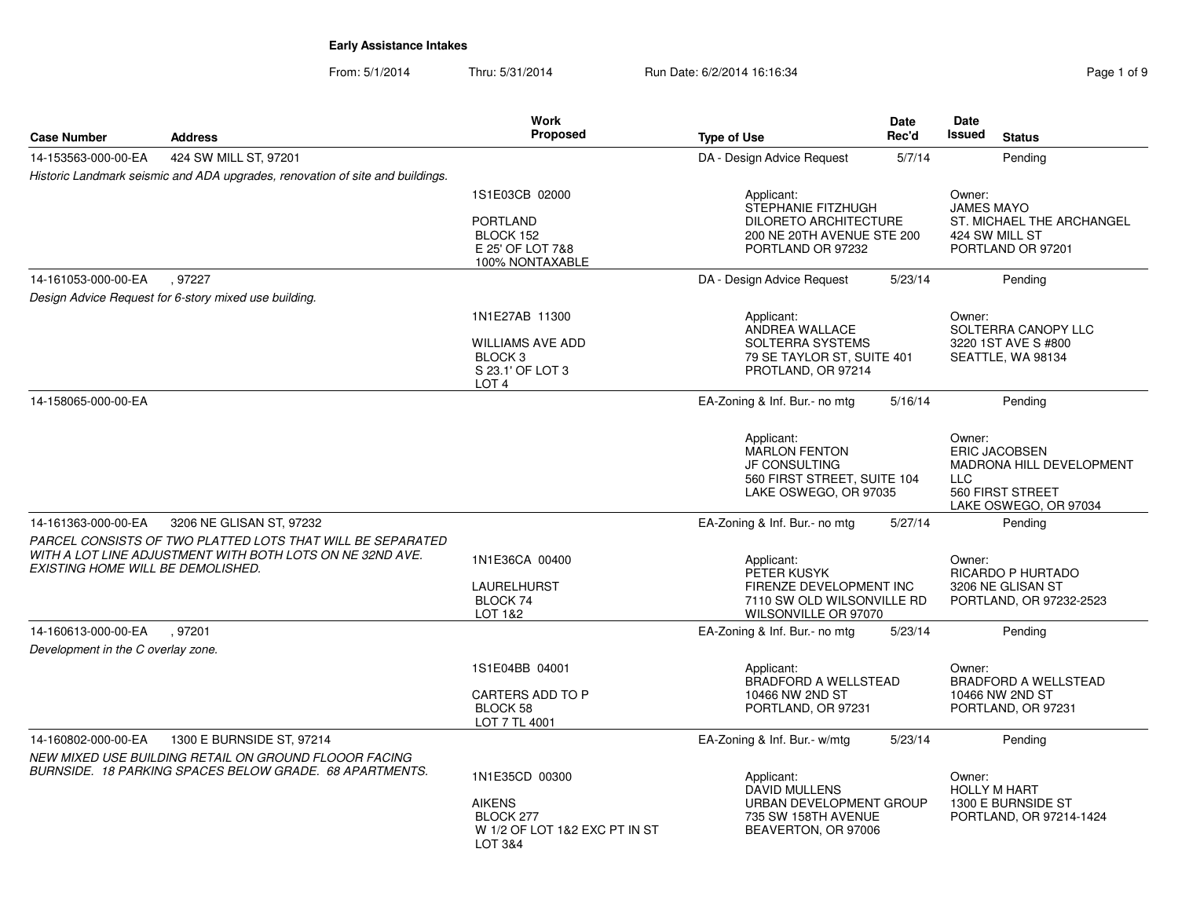**Early Assistance Intakes**

From: 5/1/2014 Thru: 5/31/2014 Run Date: 6/2/2014 16:16:34

| Case Number | Address | Work Proposed | Type of Use | Date Rec'd | Date Issued | Status |
|---|---|---|---|---|---|---|
| 14-153563-000-00-EA | 424 SW MILL ST, 97201 | | DA - Design Advice Request | 5/7/14 | | Pending |
| *Historic Landmark seismic and ADA upgrades, renovation of site and buildings.* | | 1S1E03CB 02000<br><br>PORTLAND<br>BLOCK 152<br>E 25' OF LOT 7&8<br>100% NONTAXABLE | Applicant:<br>STEPHANIE FITZHUGH<br>DILORETO ARCHITECTURE<br>200 NE 20TH AVENUE STE 200<br>PORTLAND OR 97232 | | Owner:<br>JAMES MAYO<br>ST. MICHAEL THE ARCHANGEL<br>424 SW MILL ST<br>PORTLAND OR 97201 | |
| 14-161053-000-00-EA | , 97227 | | DA - Design Advice Request | 5/23/14 | | Pending |
| *Design Advice Request for 6-story mixed use building.* | | 1N1E27AB 11300<br><br>WILLIAMS AVE ADD<br>BLOCK 3<br>S 23.1' OF LOT 3<br>LOT 4 | Applicant:<br>ANDREA WALLACE<br>SOLTERRA SYSTEMS<br>79 SE TAYLOR ST, SUITE 401<br>PROTLAND, OR 97214 | | Owner:<br>SOLTERRA CANOPY LLC<br>3220 1ST AVE S #800<br>SEATTLE, WA 98134 | |
| 14-158065-000-00-EA | | | EA-Zoning & Inf. Bur.- no mtg | 5/16/14 | | Pending |
| | | | Applicant:<br>MARLON FENTON<br>JF CONSULTING<br>560 FIRST STREET, SUITE 104<br>LAKE OSWEGO, OR 97035 | | Owner:<br>ERIC JACOBSEN<br>MADRONA HILL DEVELOPMENT LLC<br>560 FIRST STREET<br>LAKE OSWEGO, OR 97034 | |
| 14-161363-000-00-EA | 3206 NE GLISAN ST, 97232 | | EA-Zoning & Inf. Bur.- no mtg | 5/27/14 | | Pending |
| *PARCEL CONSISTS OF TWO PLATTED LOTS THAT WILL BE SEPARATED WITH A LOT LINE ADJUSTMENT WITH BOTH LOTS ON NE 32ND AVE. EXISTING HOME WILL BE DEMOLISHED.* | | 1N1E36CA 00400<br><br>LAURELHURST<br>BLOCK 74<br>LOT 1&2 | Applicant:<br>PETER KUSYK<br>FIRENZE DEVELOPMENT INC<br>7110 SW OLD WILSONVILLE RD<br>WILSONVILLE OR 97070 | | Owner:<br>RICARDO P HURTADO<br>3206 NE GLISAN ST<br>PORTLAND, OR 97232-2523 | |
| 14-160613-000-00-EA | , 97201 | | EA-Zoning & Inf. Bur.- no mtg | 5/23/14 | | Pending |
| *Development in the C overlay zone.* | | 1S1E04BB 04001<br><br>CARTERS ADD TO P<br>BLOCK 58<br>LOT 7 TL 4001 | Applicant:<br>BRADFORD A WELLSTEAD<br>10466 NW 2ND ST<br>PORTLAND, OR 97231 | | Owner:<br>BRADFORD A WELLSTEAD<br>10466 NW 2ND ST<br>PORTLAND, OR 97231 | |
| 14-160802-000-00-EA | 1300 E BURNSIDE ST, 97214 | | EA-Zoning & Inf. Bur.- w/mtg | 5/23/14 | | Pending |
| *NEW MIXED USE BUILDING RETAIL ON GROUND FLOOOR FACING BURNSIDE. 18 PARKING SPACES BELOW GRADE. 68 APARTMENTS.* | | 1N1E35CD 00300<br><br>AIKENS<br>BLOCK 277<br>W 1/2 OF LOT 1&2 EXC PT IN ST<br>LOT 3&4 | Applicant:<br>DAVID MULLENS<br>URBAN DEVELOPMENT GROUP<br>735 SW 158TH AVENUE<br>BEAVERTON, OR 97006 | | Owner:<br>HOLLY M HART<br>1300 E BURNSIDE ST<br>PORTLAND, OR 97214-1424 | |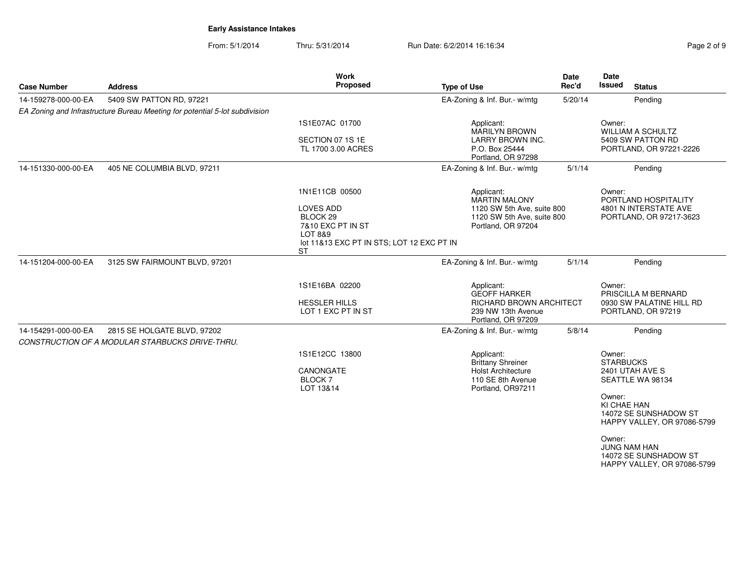**Early Assistance Intakes**

From: 5/1/2014 Thru: 5/31/2014 Run Date: 6/2/2014 16:16:34

| Case Number | Address | Work Proposed | Type of Use | Date Rec'd | Date Issued | Status |
|---|---|---|---|---|---|---|
| 14-159278-000-00-EA | 5409 SW PATTON RD, 97221 | | EA-Zoning & Inf. Bur.- w/mtg | 5/20/14 | | Pending |
| *EA Zoning and Infrastructure Bureau Meeting for potential 5-lot subdivision* | | | | | | |
| | | 1S1E07AC 01700<br><br>SECTION 07 1S 1E<br>TL 1700 3.00 ACRES | Applicant:<br>MARILYN BROWN<br>LARRY BROWN INC.<br>P.O. Box 25444<br>Portland, OR 97298 | | Owner:<br>WILLIAM A SCHULTZ<br>5409 SW PATTON RD<br>PORTLAND, OR 97221-2226 | |
| 14-151330-000-00-EA | 405 NE COLUMBIA BLVD, 97211 | | EA-Zoning & Inf. Bur.- w/mtg | 5/1/14 | | Pending |
| | | 1N1E11CB 00500<br><br>LOVES ADD<br>BLOCK 29<br>7&10 EXC PT IN ST<br>LOT 8&9<br>lot 11&13 EXC PT IN STS; LOT 12 EXC PT IN ST | Applicant:<br>MARTIN MALONY<br>1120 SW 5th Ave, suite 800<br>1120 SW 5th Ave, suite 800<br>Portland, OR 97204 | | Owner:<br>PORTLAND HOSPITALITY<br>4801 N INTERSTATE AVE<br>PORTLAND, OR 97217-3623 | |
| 14-151204-000-00-EA | 3125 SW FAIRMOUNT BLVD, 97201 | | EA-Zoning & Inf. Bur.- w/mtg | 5/1/14 | | Pending |
| | | 1S1E16BA 02200<br><br>HESSLER HILLS<br>LOT 1 EXC PT IN ST | Applicant:<br>GEOFF HARKER<br>RICHARD BROWN ARCHITECT<br>239 NW 13th Avenue<br>Portland, OR 97209 | | Owner:<br>PRISCILLA M BERNARD<br>0930 SW PALATINE HILL RD<br>PORTLAND, OR 97219 | |
| 14-154291-000-00-EA | 2815 SE HOLGATE BLVD, 97202 | | EA-Zoning & Inf. Bur.- w/mtg | 5/8/14 | | Pending |
| *CONSTRUCTION OF A MODULAR STARBUCKS DRIVE-THRU.* | | | | | | |
| | | 1S1E12CC 13800<br><br>CANONGATE<br>BLOCK 7<br>LOT 13&14 | Applicant:<br>Brittany Shreiner<br>Holst Architecture<br>110 SE 8th Avenue<br>Portland, OR97211 | | Owner:<br>STARBUCKS<br>2401 UTAH AVE S<br>SEATTLE WA 98134<br><br>Owner:<br>KI CHAE HAN<br>14072 SE SUNSHADOW ST<br>HAPPY VALLEY, OR 97086-5799<br><br>Owner:<br>JUNG NAM HAN<br>14072 SE SUNSHADOW ST<br>HAPPY VALLEY, OR 97086-5799 | |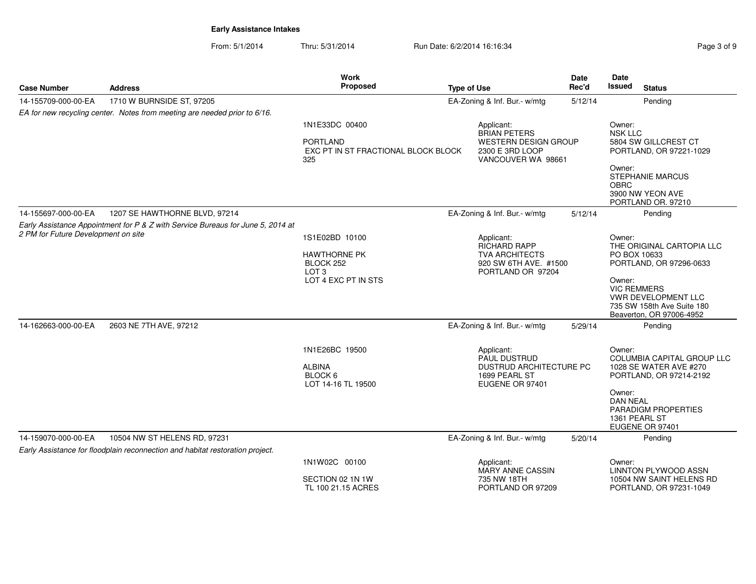**Early Assistance Intakes**

From: 5/1/2014 Thru: 5/31/2014 Run Date: 6/2/2014 16:16:34

| Case Number | Address | Work Proposed | Type of Use | Date Rec'd | Date Issued | Status |
|---|---|---|---|---|---|---|
| 14-155709-000-00-EA | 1710 W BURNSIDE ST, 97205 | | EA-Zoning & Inf. Bur.- w/mtg | 5/12/14 | | Pending |
| *EA for new recycling center. Notes from meeting are needed prior to 6/16.* | | 1N1E33DC 00400<br><br>PORTLAND<br>EXC PT IN ST FRACTIONAL BLOCK BLOCK 325 | Applicant:<br>BRIAN PETERS<br>WESTERN DESIGN GROUP<br>2300 E 3RD LOOP<br>VANCOUVER WA 98661 | | Owner:<br>NSK LLC<br>5804 SW GILLCREST CT<br>PORTLAND, OR 97221-1029<br><br>Owner:<br>STEPHANIE MARCUS<br>OBRC<br>3900 NW YEON AVE<br>PORTLAND OR. 97210 | |
| 14-155697-000-00-EA | 1207 SE HAWTHORNE BLVD, 97214 | | EA-Zoning & Inf. Bur.- w/mtg | 5/12/14 | | Pending |
| *Early Assistance Appointment for P & Z with Service Bureaus for June 5, 2014 at 2 PM for Future Development on site* | | 1S1E02BD 10100<br><br>HAWTHORNE PK<br>BLOCK 252<br>LOT 3<br>LOT 4 EXC PT IN STS | Applicant:<br>RICHARD RAPP<br>TVA ARCHITECTS<br>920 SW 6TH AVE. #1500<br>PORTLAND OR 97204 | | Owner:<br>THE ORIGINAL CARTOPIA LLC<br>PO BOX 10633<br>PORTLAND, OR 97296-0633<br><br>Owner:<br>VIC REMMERS<br>VWR DEVELOPMENT LLC<br>735 SW 158th Ave Suite 180<br>Beaverton, OR 97006-4952 | |
| 14-162663-000-00-EA | 2603 NE 7TH AVE, 97212 | | EA-Zoning & Inf. Bur.- w/mtg | 5/29/14 | | Pending |
| | | 1N1E26BC 19500<br><br>ALBINA<br>BLOCK 6<br>LOT 14-16 TL 19500 | Applicant:<br>PAUL DUSTRUD<br>DUSTRUD ARCHITECTURE PC<br>1699 PEARL ST<br>EUGENE OR 97401 | | Owner:<br>COLUMBIA CAPITAL GROUP LLC<br>1028 SE WATER AVE #270<br>PORTLAND, OR 97214-2192<br><br>Owner:<br>DAN NEAL<br>PARADIGM PROPERTIES<br>1361 PEARL ST<br>EUGENE OR 97401 | |
| 14-159070-000-00-EA | 10504 NW ST HELENS RD, 97231 | | EA-Zoning & Inf. Bur.- w/mtg | 5/20/14 | | Pending |
| *Early Assistance for floodplain reconnection and habitat restoration project.* | | 1N1W02C 00100<br><br>SECTION 02 1N 1W<br>TL 100 21.15 ACRES | Applicant:<br>MARY ANNE CASSIN<br>735 NW 18TH<br>PORTLAND OR 97209 | | Owner:<br>LINNTON PLYWOOD ASSN<br>10504 NW SAINT HELENS RD<br>PORTLAND, OR 97231-1049 | |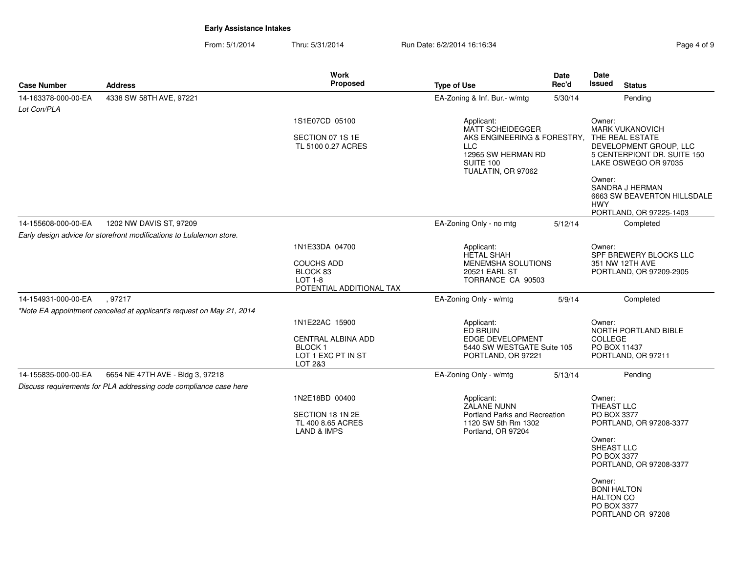**Early Assistance Intakes**

From: 5/1/2014 Thru: 5/31/2014 Run Date: 6/2/2014 16:16:34

| Case Number | Address | Work Proposed | Type of Use | Date Rec'd | Date Issued | Status |
|---|---|---|---|---|---|---|
| 14-163378-000-00-EA | 4338 SW 58TH AVE, 97221 | | EA-Zoning & Inf. Bur.- w/mtg | 5/30/14 | | Pending |
| *Lot Con/PLA* | | | | | | |
| | | 1S1E07CD 05100<br><br>SECTION 07 1S 1E<br>TL 5100 0.27 ACRES | Applicant:<br>MATT SCHEIDEGGER<br>AKS ENGINEERING & FORESTRY, LLC<br>12965 SW HERMAN RD<br>SUITE 100<br>TUALATIN, OR 97062 | | | Owner:<br>MARK VUKANOVICH<br>THE REAL ESTATE DEVELOPMENT GROUP, LLC<br>5 CENTERPIONT DR. SUITE 150<br>LAKE OSWEGO OR 97035<br><br>Owner:<br>SANDRA J HERMAN<br>6663 SW BEAVERTON HILLSDALE HWY<br>PORTLAND, OR 97225-1403 |
| 14-155608-000-00-EA | 1202 NW DAVIS ST, 97209 | | EA-Zoning Only - no mtg | 5/12/14 | | Completed |
| *Early design advice for storefront modifications to Lululemon store.* | | | | | | |
| | | 1N1E33DA 04700<br><br>COUCHS ADD<br>BLOCK 83<br>LOT 1-8<br>POTENTIAL ADDITIONAL TAX | Applicant:<br>HETAL SHAH<br>MENEMSHA SOLUTIONS<br>20521 EARL ST<br>TORRANCE CA 90503 | | | Owner:<br>SPF BREWERY BLOCKS LLC<br>351 NW 12TH AVE<br>PORTLAND, OR 97209-2905 |
| 14-154931-000-00-EA | , 97217 | | EA-Zoning Only - w/mtg | 5/9/14 | | Completed |
| *\*Note EA appointment cancelled at applicant's request on May 21, 2014* | | | | | | |
| | | 1N1E22AC 15900<br><br>CENTRAL ALBINA ADD<br>BLOCK 1<br>LOT 1 EXC PT IN ST<br>LOT 2&3 | Applicant:<br>ED BRUIN<br>EDGE DEVELOPMENT<br>5440 SW WESTGATE Suite 105<br>PORTLAND, OR 97221 | | | Owner:<br>NORTH PORTLAND BIBLE COLLEGE<br>PO BOX 11437<br>PORTLAND, OR 97211 |
| 14-155835-000-00-EA | 6654 NE 47TH AVE - Bldg 3, 97218 | | EA-Zoning Only - w/mtg | 5/13/14 | | Pending |
| *Discuss requirements for PLA addressing code compliance case here* | | | | | | |
| | | 1N2E18BD 00400<br><br>SECTION 18 1N 2E<br>TL 400 8.65 ACRES<br>LAND & IMPS | Applicant:<br>ZALANE NUNN<br>Portland Parks and Recreation<br>1120 SW 5th Rm 1302<br>Portland, OR 97204 | | | Owner:<br>THEAST LLC<br>PO BOX 3377<br>PORTLAND, OR 97208-3377<br><br>Owner:<br>SHEAST LLC<br>PO BOX 3377<br>PORTLAND, OR 97208-3377<br><br>Owner:<br>BONI HALTON<br>HALTON CO<br>PO BOX 3377<br>PORTLAND OR 97208 |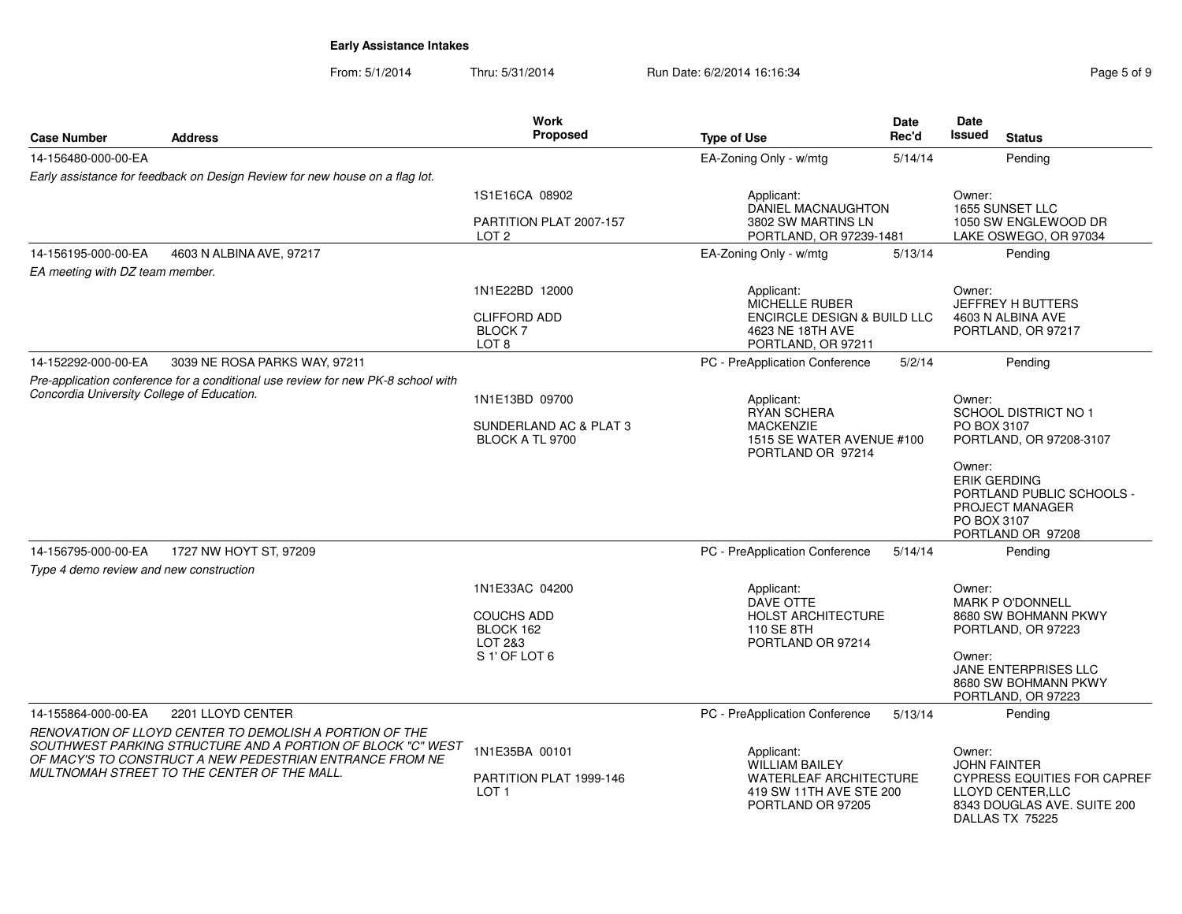**Early Assistance Intakes**

From: 5/1/2014 Thru: 5/31/2014 Run Date: 6/2/2014 16:16:34

| Case Number | Address | Work Proposed | Type of Use | Date Rec'd | Date Issued | Status |
|---|---|---|---|---|---|---|
| 14-156480-000-00-EA | | | EA-Zoning Only - w/mtg | 5/14/14 | | Pending |
| *Early assistance for feedback on Design Review for new house on a flag lot.* | | 1S1E16CA 08902<br><br>PARTITION PLAT 2007-157<br>LOT 2 | Applicant:<br>DANIEL MACNAUGHTON<br>3802 SW MARTINS LN<br>PORTLAND, OR 97239-1481 | | Owner:<br>1655 SUNSET LLC<br>1050 SW ENGLEWOOD DR<br>LAKE OSWEGO, OR 97034 | |
| 14-156195-000-00-EA | 4603 N ALBINA AVE, 97217 | | EA-Zoning Only - w/mtg | 5/13/14 | | Pending |
| *EA meeting with DZ team member.* | | 1N1E22BD 12000<br><br>CLIFFORD ADD<br>BLOCK 7<br>LOT 8 | Applicant:<br>MICHELLE RUBER<br>ENCIRCLE DESIGN & BUILD LLC<br>4623 NE 18TH AVE<br>PORTLAND, OR 97211 | | Owner:<br>JEFFREY H BUTTERS<br>4603 N ALBINA AVE<br>PORTLAND, OR 97217 | |
| 14-152292-000-00-EA | 3039 NE ROSA PARKS WAY, 97211 | | PC - PreApplication Conference | 5/2/14 | | Pending |
| *Pre-application conference for a conditional use review for new PK-8 school with Concordia University College of Education.* | | 1N1E13BD 09700<br><br>SUNDERLAND AC & PLAT 3<br>BLOCK A TL 9700 | Applicant:<br>RYAN SCHERA<br>MACKENZIE<br>1515 SE WATER AVENUE #100<br>PORTLAND OR 97214 | | Owner:<br>SCHOOL DISTRICT NO 1<br>PO BOX 3107<br>PORTLAND, OR 97208-3107<br><br>Owner:<br>ERIK GERDING<br>PORTLAND PUBLIC SCHOOLS - PROJECT MANAGER<br>PO BOX 3107<br>PORTLAND OR 97208 | |
| 14-156795-000-00-EA | 1727 NW HOYT ST, 97209 | | PC - PreApplication Conference | 5/14/14 | | Pending |
| *Type 4 demo review and new construction* | | 1N1E33AC 04200<br><br>COUCHS ADD<br>BLOCK 162<br>LOT 2&3<br>S 1' OF LOT 6 | Applicant:<br>DAVE OTTE<br>HOLST ARCHITECTURE<br>110 SE 8TH<br>PORTLAND OR 97214 | | Owner:<br>MARK P O'DONNELL<br>8680 SW BOHMANN PKWY<br>PORTLAND, OR 97223<br><br>Owner:<br>JANE ENTERPRISES LLC<br>8680 SW BOHMANN PKWY<br>PORTLAND, OR 97223 | |
| 14-155864-000-00-EA | 2201 LLOYD CENTER | | PC - PreApplication Conference | 5/13/14 | | Pending |
| *RENOVATION OF LLOYD CENTER TO DEMOLISH A PORTION OF THE SOUTHWEST PARKING STRUCTURE AND A PORTION OF BLOCK "C" WEST OF MACY'S TO CONSTRUCT A NEW PEDESTRIAN ENTRANCE FROM NE MULTNOMAH STREET TO THE CENTER OF THE MALL.* | | 1N1E35BA 00101<br><br>PARTITION PLAT 1999-146<br>LOT 1 | Applicant:<br>WILLIAM BAILEY<br>WATERLEAF ARCHITECTURE<br>419 SW 11TH AVE STE 200<br>PORTLAND OR 97205 | | Owner:<br>JOHN FAINTER<br>CYPRESS EQUITIES FOR CAPREF LLOYD CENTER,LLC<br>8343 DOUGLAS AVE. SUITE 200<br>DALLAS TX 75225 | |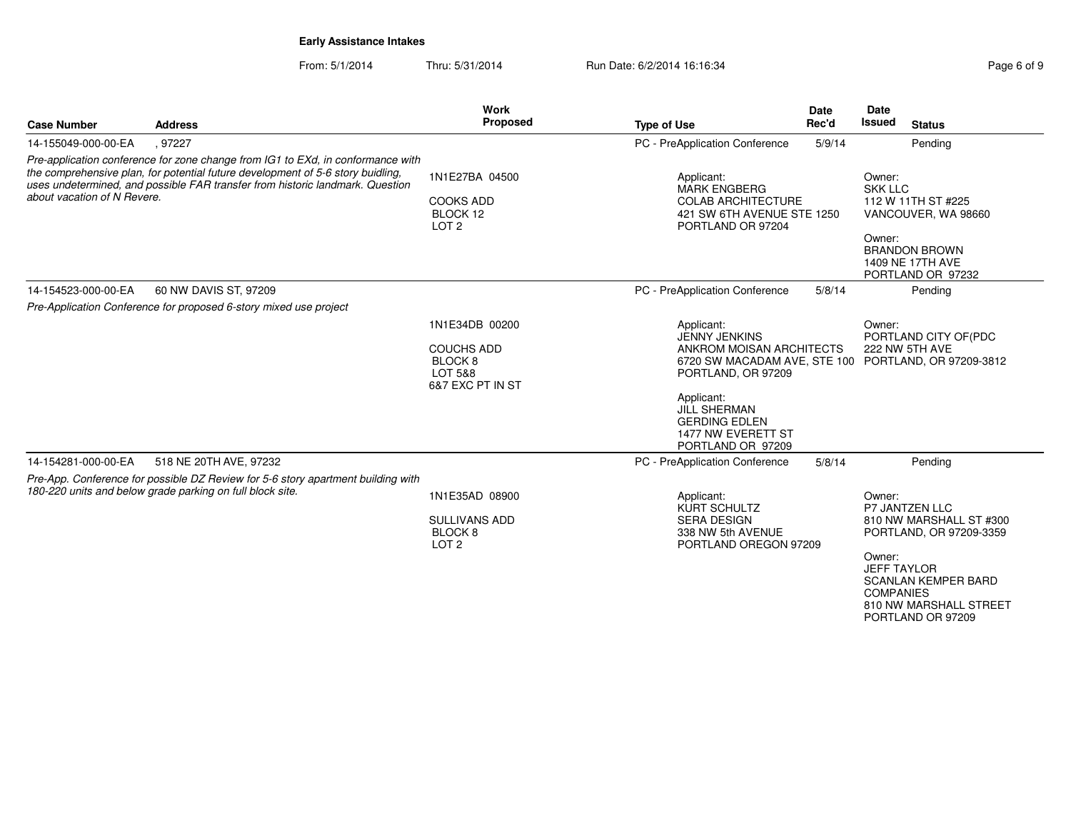**Early Assistance Intakes**

From: 5/1/2014 Thru: 5/31/2014 Run Date: 6/2/2014 16:16:34

| Case Number | Address | Work Proposed | Type of Use | Date Rec'd | Date Issued | Status |
|---|---|---|---|---|---|---|
| 14-155049-000-00-EA | , 97227 | | PC - PreApplication Conference | 5/9/14 | | Pending |
| *Pre-application conference for zone change from IG1 to EXd, in conformance with the comprehensive plan, for potential future development of 5-6 story buidling, uses undetermined, and possible FAR transfer from historic landmark. Question about vacation of N Revere.* | | 1N1E27BA 04500<br>COOKS ADD<br>BLOCK 12<br>LOT 2 | Applicant:<br>MARK ENGBERG<br>COLAB ARCHITECTURE<br>421 SW 6TH AVENUE STE 1250<br>PORTLAND OR 97204 | | Owner:<br>SKK LLC<br>112 W 11TH ST #225<br>VANCOUVER, WA 98660<br>Owner:<br>BRANDON BROWN<br>1409 NE 17TH AVE<br>PORTLAND OR 97232 | |
| 14-154523-000-00-EA | 60 NW DAVIS ST, 97209 | | PC - PreApplication Conference | 5/8/14 | | Pending |
| *Pre-Application Conference for proposed 6-story mixed use project* | | 1N1E34DB 00200<br>COUCHS ADD<br>BLOCK 8<br>LOT 5&8<br>6&7 EXC PT IN ST | Applicant:<br>JENNY JENKINS<br>ANKROM MOISAN ARCHITECTS<br>6720 SW MACADAM AVE, STE 100<br>PORTLAND, OR 97209<br>Applicant:<br>JILL SHERMAN<br>GERDING EDLEN<br>1477 NW EVERETT ST<br>PORTLAND OR 97209 | | Owner:<br>PORTLAND CITY OF(PDC<br>222 NW 5TH AVE<br>PORTLAND, OR 97209-3812 | |
| 14-154281-000-00-EA | 518 NE 20TH AVE, 97232 | | PC - PreApplication Conference | 5/8/14 | | Pending |
| *Pre-App. Conference for possible DZ Review for 5-6 story apartment building with 180-220 units and below grade parking on full block site.* | | 1N1E35AD 08900<br>SULLIVANS ADD<br>BLOCK 8<br>LOT 2 | Applicant:<br>KURT SCHULTZ<br>SERA DESIGN<br>338 NW 5th AVENUE<br>PORTLAND OREGON 97209 | | Owner:<br>P7 JANTZEN LLC<br>810 NW MARSHALL ST #300<br>PORTLAND, OR 97209-3359<br>Owner:<br>JEFF TAYLOR<br>SCANLAN KEMPER BARD COMPANIES<br>810 NW MARSHALL STREET<br>PORTLAND OR 97209 | |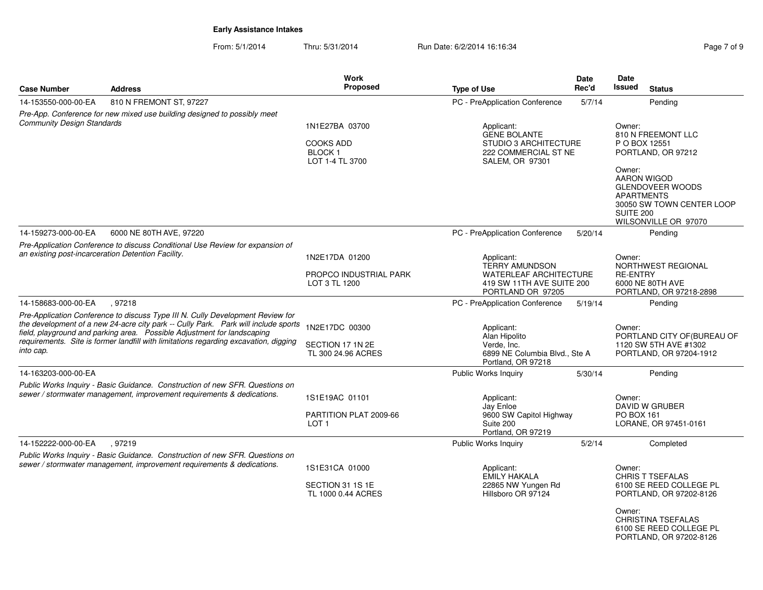**Early Assistance Intakes**

From: 5/1/2014 Thru: 5/31/2014 Run Date: 6/2/2014 16:16:34

| Case Number | Address | Work Proposed | Type of Use | Date Rec'd | Date Issued | Status |
|---|---|---|---|---|---|---|
| 14-153550-000-00-EA | 810 N FREMONT ST, 97227 | | PC - PreApplication Conference | 5/7/14 | | Pending |
| *Pre-App. Conference for new mixed use building designed to possibly meet Community Design Standards* | | 1N1E27BA 03700<br><br>COOKS ADD<br>BLOCK 1<br>LOT 1-4 TL 3700 | Applicant:<br>GENE BOLANTE<br>STUDIO 3 ARCHITECTURE<br>222 COMMERCIAL ST NE<br>SALEM, OR 97301 | | Owner:<br>810 N FREEMONT LLC<br>P O BOX 12551<br>PORTLAND, OR 97212<br><br>Owner:<br>AARON WIGOD<br>GLENDOVEER WOODS APARTMENTS<br>30050 SW TOWN CENTER LOOP SUITE 200<br>WILSONVILLE OR 97070 | |
| 14-159273-000-00-EA | 6000 NE 80TH AVE, 97220 | | PC - PreApplication Conference | 5/20/14 | | Pending |
| *Pre-Application Conference to discuss Conditional Use Review for expansion of an existing post-incarceration Detention Facility.* | | 1N2E17DA 01200<br><br>PROPCO INDUSTRIAL PARK<br>LOT 3 TL 1200 | Applicant:<br>TERRY AMUNDSON<br>WATERLEAF ARCHITECTURE<br>419 SW 11TH AVE SUITE 200<br>PORTLAND OR 97205 | | Owner:<br>NORTHWEST REGIONAL RE-ENTRY<br>6000 NE 80TH AVE<br>PORTLAND, OR 97218-2898 | |
| 14-158683-000-00-EA | , 97218 | | PC - PreApplication Conference | 5/19/14 | | Pending |
| *Pre-Application Conference to discuss Type III N. Cully Development Review for the development of a new 24-acre city park -- Cully Park. Park will include sports field, playground and parking area. Possible Adjustment for landscaping requirements. Site is former landfill with limitations regarding excavation, digging into cap.* | | 1N2E17DC 00300<br><br>SECTION 17 1N 2E<br>TL 300 24.96 ACRES | Applicant:<br>Alan Hipolito<br>Verde, Inc.<br>6899 NE Columbia Blvd., Ste A<br>Portland, OR 97218 | | Owner:<br>PORTLAND CITY OF(BUREAU OF<br>1120 SW 5TH AVE #1302<br>PORTLAND, OR 97204-1912 | |
| 14-163203-000-00-EA | | | Public Works Inquiry | 5/30/14 | | Pending |
| *Public Works Inquiry - Basic Guidance. Construction of new SFR. Questions on sewer / stormwater management, improvement requirements & dedications.* | | 1S1E19AC 01101<br><br>PARTITION PLAT 2009-66<br>LOT 1 | Applicant:<br>Jay Enloe<br>9600 SW Capitol Highway<br>Suite 200<br>Portland, OR 97219 | | Owner:<br>DAVID W GRUBER<br>PO BOX 161<br>LORANE, OR 97451-0161 | |
| 14-152222-000-00-EA | , 97219 | | Public Works Inquiry | 5/2/14 | | Completed |
| *Public Works Inquiry - Basic Guidance. Construction of new SFR. Questions on sewer / stormwater management, improvement requirements & dedications.* | | 1S1E31CA 01000<br><br>SECTION 31 1S 1E<br>TL 1000 0.44 ACRES | Applicant:<br>EMILY HAKALA<br>22865 NW Yungen Rd<br>Hillsboro OR 97124 | | Owner:<br>CHRIS T TSEFALAS<br>6100 SE REED COLLEGE PL<br>PORTLAND, OR 97202-8126<br><br>Owner:<br>CHRISTINA TSEFALAS<br>6100 SE REED COLLEGE PL<br>PORTLAND, OR 97202-8126 | |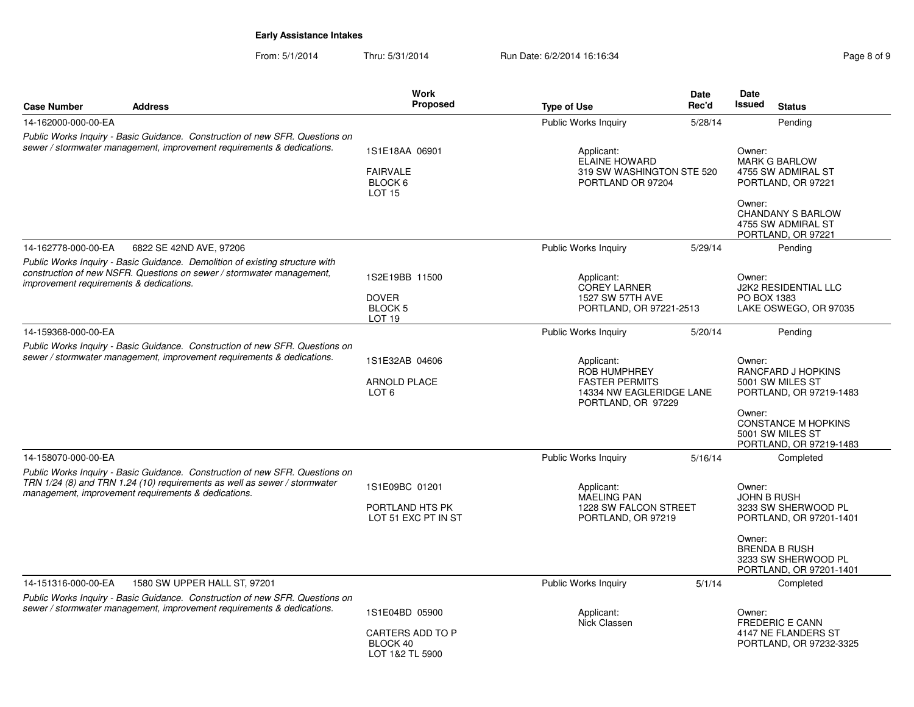**Early Assistance Intakes**

From: 5/1/2014 Thru: 5/31/2014 Run Date: 6/2/2014 16:16:34

| Case Number | Address | Work Proposed | Type of Use | Date Rec'd | Date Issued | Status |
|---|---|---|---|---|---|---|
| 14-162000-000-00-EA | | | Public Works Inquiry | 5/28/14 | | Pending |
| *Public Works Inquiry - Basic Guidance. Construction of new SFR. Questions on sewer / stormwater management, improvement requirements & dedications.* | | 1S1E18AA 06901<br>FAIRVALE<br>BLOCK 6<br>LOT 15 | Applicant:<br>ELAINE HOWARD<br>319 SW WASHINGTON STE 520<br>PORTLAND OR 97204 | | Owner:<br>MARK G BARLOW<br>4755 SW ADMIRAL ST<br>PORTLAND, OR 97221<br>Owner:<br>CHANDANY S BARLOW<br>4755 SW ADMIRAL ST<br>PORTLAND, OR 97221 | |
| 14-162778-000-00-EA | 6822 SE 42ND AVE, 97206 | | Public Works Inquiry | 5/29/14 | | Pending |
| *Public Works Inquiry - Basic Guidance. Demolition of existing structure with construction of new NSFR. Questions on sewer / stormwater management, improvement requirements & dedications.* | | 1S2E19BB 11500<br>DOVER<br>BLOCK 5<br>LOT 19 | Applicant:<br>COREY LARNER<br>1527 SW 57TH AVE<br>PORTLAND, OR 97221-2513 | | Owner:<br>J2K2 RESIDENTIAL LLC<br>PO BOX 1383<br>LAKE OSWEGO, OR 97035 | |
| 14-159368-000-00-EA | | | Public Works Inquiry | 5/20/14 | | Pending |
| *Public Works Inquiry - Basic Guidance. Construction of new SFR. Questions on sewer / stormwater management, improvement requirements & dedications.* | | 1S1E32AB 04606<br>ARNOLD PLACE<br>LOT 6 | Applicant:<br>ROB HUMPHREY<br>FASTER PERMITS<br>14334 NW EAGLERIDGE LANE<br>PORTLAND, OR 97229 | | Owner:<br>RANCFARD J HOPKINS<br>5001 SW MILES ST<br>PORTLAND, OR 97219-1483<br>Owner:<br>CONSTANCE M HOPKINS<br>5001 SW MILES ST<br>PORTLAND, OR 97219-1483 | |
| 14-158070-000-00-EA | | | Public Works Inquiry | 5/16/14 | | Completed |
| *Public Works Inquiry - Basic Guidance. Construction of new SFR. Questions on TRN 1/24 (8) and TRN 1.24 (10) requirements as well as sewer / stormwater management, improvement requirements & dedications.* | | 1S1E09BC 01201<br>PORTLAND HTS PK<br>LOT 51 EXC PT IN ST | Applicant:<br>MAELING PAN<br>1228 SW FALCON STREET<br>PORTLAND, OR 97219 | | Owner:<br>JOHN B RUSH<br>3233 SW SHERWOOD PL<br>PORTLAND, OR 97201-1401<br>Owner:<br>BRENDA B RUSH<br>3233 SW SHERWOOD PL<br>PORTLAND, OR 97201-1401 | |
| 14-151316-000-00-EA | 1580 SW UPPER HALL ST, 97201 | | Public Works Inquiry | 5/1/14 | | Completed |
| *Public Works Inquiry - Basic Guidance. Construction of new SFR. Questions on sewer / stormwater management, improvement requirements & dedications.* | | 1S1E04BD 05900<br>CARTERS ADD TO P<br>BLOCK 40<br>LOT 1&2 TL 5900 | Applicant:<br>Nick Classen | | Owner:<br>FREDERIC E CANN<br>4147 NE FLANDERS ST<br>PORTLAND, OR 97232-3325 | |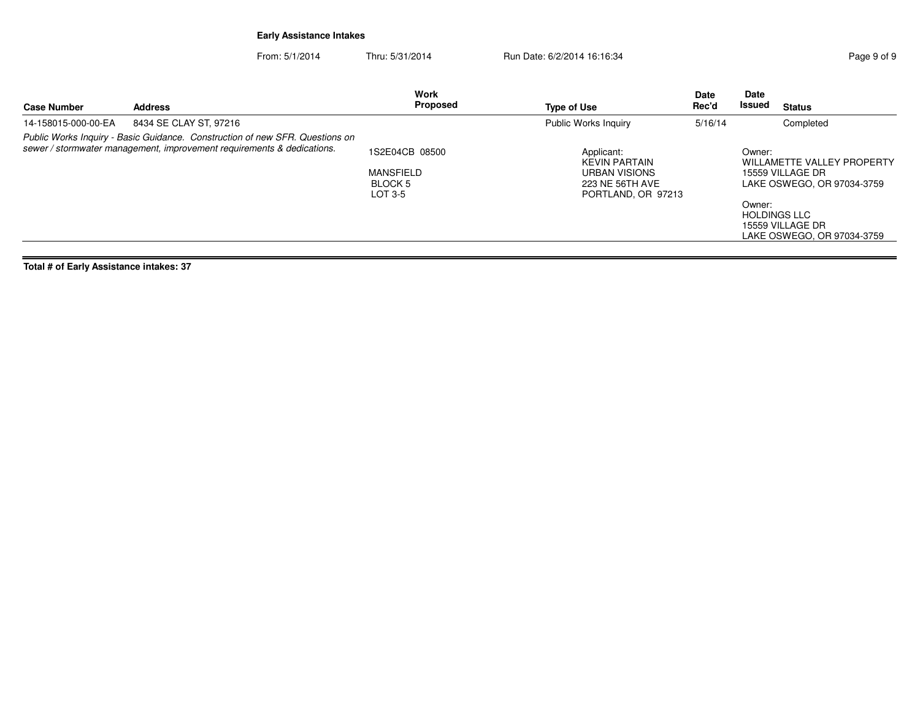**Early Assistance Intakes**

From: 5/1/2014 Thru: 5/31/2014 Run Date: 6/2/2014 16:16:34

| Case Number | Address | Work Proposed | Type of Use | Date Rec'd | Date Issued | Status |
|---|---|---|---|---|---|---|
| 14-158015-000-00-EA | 8434 SE CLAY ST, 97216 | | Public Works Inquiry | 5/16/14 | | Completed |
| *Public Works Inquiry - Basic Guidance. Construction of new SFR. Questions on sewer / stormwater management, improvement requirements & dedications.* | | 1S2E04CB 08500<br><br>MANSFIELD<br>BLOCK 5<br>LOT 3-5 | Applicant:<br>KEVIN PARTAIN<br>URBAN VISIONS<br>223 NE 56TH AVE<br>PORTLAND, OR 97213 | | Owner:<br>WILLAMETTE VALLEY PROPERTY<br>15559 VILLAGE DR<br>LAKE OSWEGO, OR 97034-3759<br><br>Owner:<br>HOLDINGS LLC<br>15559 VILLAGE DR<br>LAKE OSWEGO, OR 97034-3759 | |

**Total # of Early Assistance intakes: 37**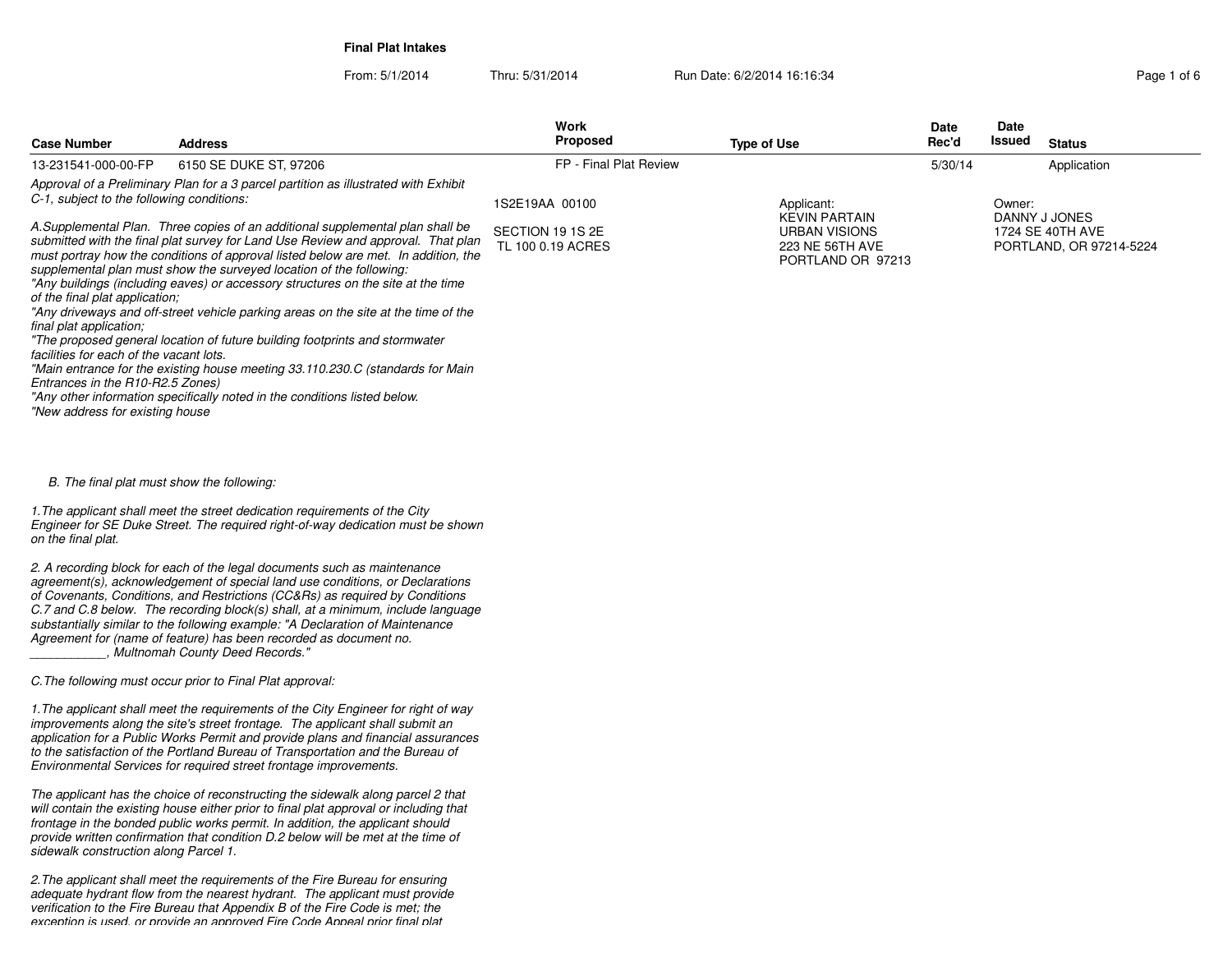**Final Plat Intakes**

From: 5/1/2014 Thru: 5/31/2014 Run Date: 6/2/2014 16:16:34

| Case Number | Address | Work Proposed | Type of Use | Date Rec'd | Date Issued | Status |
|---|---|---|---|---|---|---|
| 13-231541-000-00-FP | 6150 SE DUKE ST, 97206 | FP - Final Plat Review | | 5/30/14 | | Application |

1S2E19AA 00100

SECTION 19 1S 2E
TL 100 0.19 ACRES

Applicant:
KEVIN PARTAIN
URBAN VISIONS
223 NE 56TH AVE
PORTLAND OR 97213

Owner:
DANNY J JONES
1724 SE 40TH AVE
PORTLAND, OR 97214-5224

*Approval of a Preliminary Plan for a 3 parcel partition as illustrated with Exhibit C-1, subject to the following conditions:*

*A.Supplemental Plan. Three copies of an additional supplemental plan shall be submitted with the final plat survey for Land Use Review and approval. That plan must portray how the conditions of approval listed below are met. In addition, the supplemental plan must show the surveyed location of the following:*
*"Any buildings (including eaves) or accessory structures on the site at the time of the final plat application;*
*"Any driveways and off-street vehicle parking areas on the site at the time of the final plat application;*
*"The proposed general location of future building footprints and stormwater facilities for each of the vacant lots.*
*"Main entrance for the existing house meeting 33.110.230.C (standards for Main Entrances in the R10-R2.5 Zones)*
*"Any other information specifically noted in the conditions listed below.*
*"New address for existing house*

*B. The final plat must show the following:*

*1.The applicant shall meet the street dedication requirements of the City Engineer for SE Duke Street. The required right-of-way dedication must be shown on the final plat.*

*2. A recording block for each of the legal documents such as maintenance agreement(s), acknowledgement of special land use conditions, or Declarations of Covenants, Conditions, and Restrictions (CC&Rs) as required by Conditions C.7 and C.8 below. The recording block(s) shall, at a minimum, include language substantially similar to the following example: "A Declaration of Maintenance Agreement for (name of feature) has been recorded as document no. ___________, Multnomah County Deed Records."*

*C.The following must occur prior to Final Plat approval:*

*1.The applicant shall meet the requirements of the City Engineer for right of way improvements along the site's street frontage. The applicant shall submit an application for a Public Works Permit and provide plans and financial assurances to the satisfaction of the Portland Bureau of Transportation and the Bureau of Environmental Services for required street frontage improvements.*

*The applicant has the choice of reconstructing the sidewalk along parcel 2 that will contain the existing house either prior to final plat approval or including that frontage in the bonded public works permit. In addition, the applicant should provide written confirmation that condition D.2 below will be met at the time of sidewalk construction along Parcel 1.*

*2.The applicant shall meet the requirements of the Fire Bureau for ensuring adequate hydrant flow from the nearest hydrant. The applicant must provide verification to the Fire Bureau that Appendix B of the Fire Code is met; the exception is used, or provide an approved Fire Code Appeal prior final plat*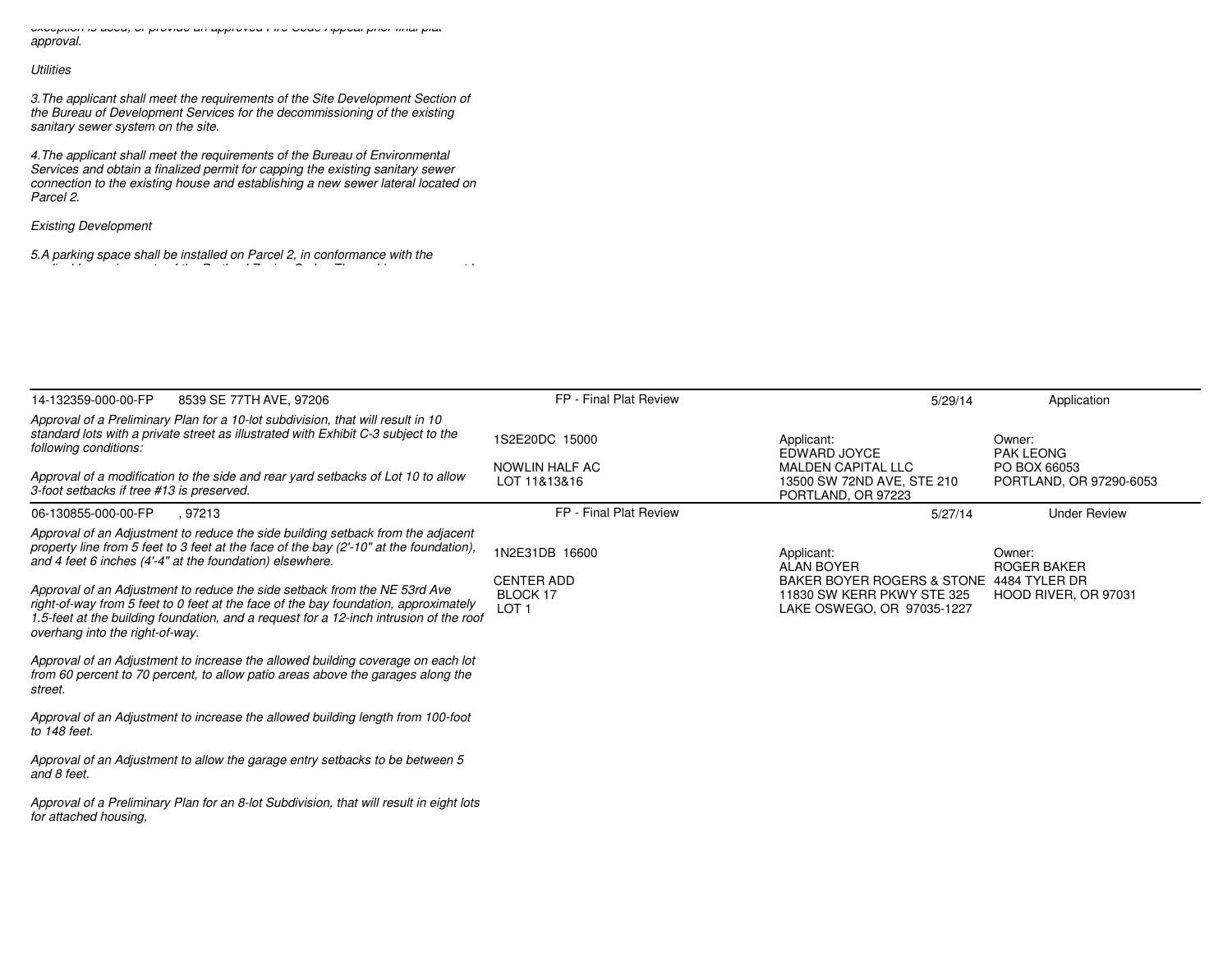*exception is used, or provide an approved Fire Code Appeal prior final plat approval.*

*Utilities*

*3.The applicant shall meet the requirements of the Site Development Section of the Bureau of Development Services for the decommissioning of the existing sanitary sewer system on the site.*

*4.The applicant shall meet the requirements of the Bureau of Environmental Services and obtain a finalized permit for capping the existing sanitary sewer connection to the existing house and establishing a new sewer lateral located on Parcel 2.*

*Existing Development*

*5.A parking space shall be installed on Parcel 2, in conformance with the*

---

**14-132359-000-00-FP** 8539 SE 77TH AVE, 97206 | FP - Final Plat Review | 5/29/14 | Application

*Approval of a Preliminary Plan for a 10-lot subdivision, that will result in 10 standard lots with a private street as illustrated with Exhibit C-3 subject to the following conditions:*

*Approval of a modification to the side and rear yard setbacks of Lot 10 to allow 3-foot setbacks if tree #13 is preserved.*

1S2E20DC 15000

NOWLIN HALF AC
LOT 11&13&16

Applicant:
EDWARD JOYCE
MALDEN CAPITAL LLC
13500 SW 72ND AVE, STE 210
PORTLAND, OR 97223

Owner:
PAK LEONG
PO BOX 66053
PORTLAND, OR 97290-6053

---

**06-130855-000-00-FP** , 97213 | FP - Final Plat Review | 5/27/14 | Under Review

*Approval of an Adjustment to reduce the side building setback from the adjacent property line from 5 feet to 3 feet at the face of the bay (2'-10" at the foundation), and 4 feet 6 inches (4'-4" at the foundation) elsewhere.*

*Approval of an Adjustment to reduce the side setback from the NE 53rd Ave right-of-way from 5 feet to 0 feet at the face of the bay foundation, approximately 1.5-feet at the building foundation, and a request for a 12-inch intrusion of the roof overhang into the right-of-way.*

*Approval of an Adjustment to increase the allowed building coverage on each lot from 60 percent to 70 percent, to allow patio areas above the garages along the street.*

*Approval of an Adjustment to increase the allowed building length from 100-foot to 148 feet.*

*Approval of an Adjustment to allow the garage entry setbacks to be between 5 and 8 feet.*

*Approval of a Preliminary Plan for an 8-lot Subdivision, that will result in eight lots for attached housing,*

1N2E31DB 16600

CENTER ADD
BLOCK 17
LOT 1

Applicant:
ALAN BOYER
BAKER BOYER ROGERS & STONE
11830 SW KERR PKWY STE 325
LAKE OSWEGO, OR 97035-1227

Owner:
ROGER BAKER
4484 TYLER DR
HOOD RIVER, OR 97031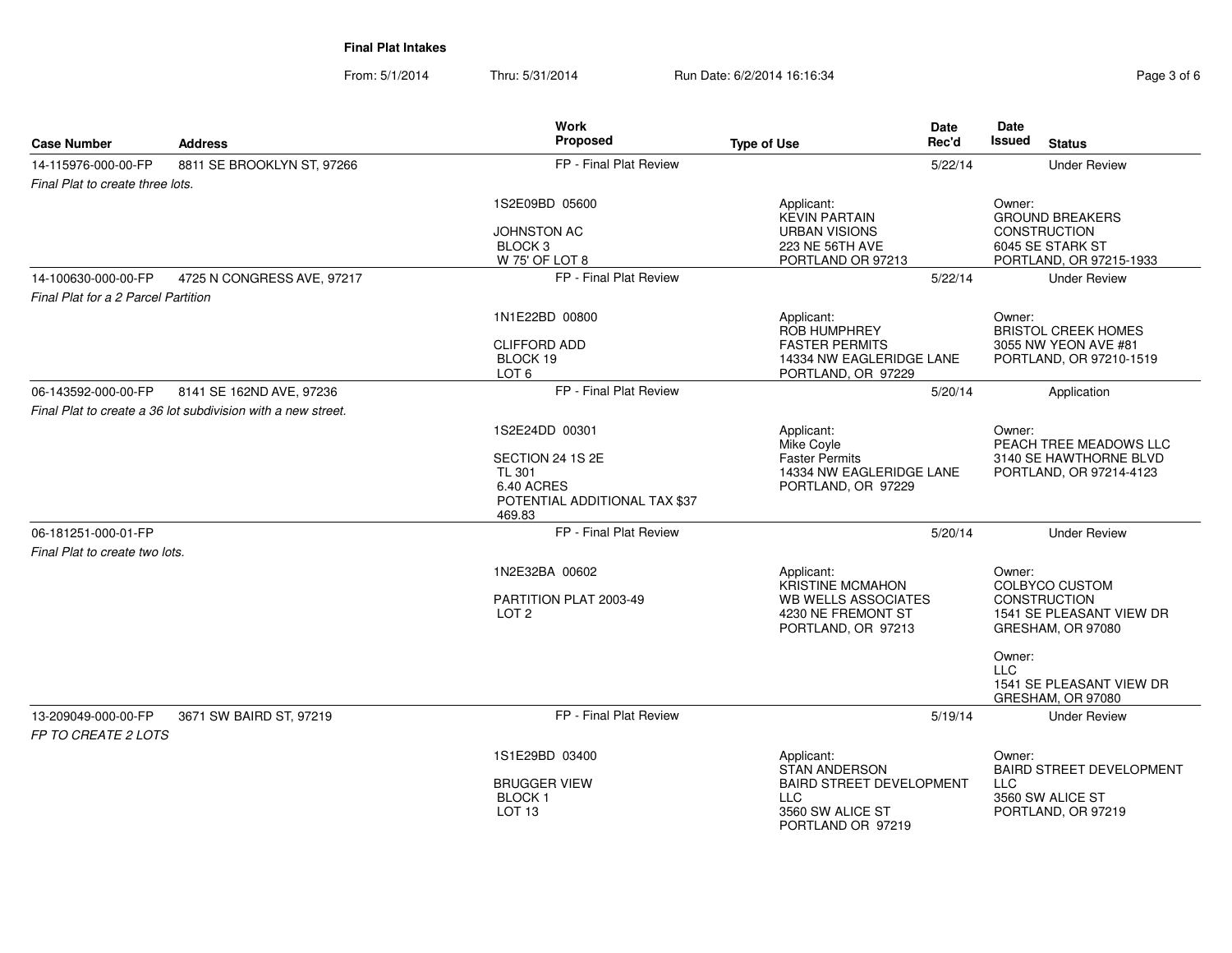**Final Plat Intakes**

From: 5/1/2014 Thru: 5/31/2014 Run Date: 6/2/2014 16:16:34

| Case Number | Address | Work Proposed | Type of Use | Date Rec'd | Date Issued | Status |
|---|---|---|---|---|---|---|
| 14-115976-000-00-FP | 8811 SE BROOKLYN ST, 97266 | FP - Final Plat Review | | 5/22/14 | | Under Review |
| *Final Plat to create three lots.* | | 1S2E09BD 05600<br>JOHNSTON AC<br>BLOCK 3<br>W 75' OF LOT 8 | Applicant:<br>KEVIN PARTAIN<br>URBAN VISIONS<br>223 NE 56TH AVE<br>PORTLAND OR 97213 | | Owner:<br>GROUND BREAKERS CONSTRUCTION<br>6045 SE STARK ST<br>PORTLAND, OR 97215-1933 | |
| 14-100630-000-00-FP | 4725 N CONGRESS AVE, 97217 | FP - Final Plat Review | | 5/22/14 | | Under Review |
| *Final Plat for a 2 Parcel Partition* | | 1N1E22BD 00800<br>CLIFFORD ADD<br>BLOCK 19<br>LOT 6 | Applicant:<br>ROB HUMPHREY<br>FASTER PERMITS<br>14334 NW EAGLERIDGE LANE<br>PORTLAND, OR 97229 | | Owner:<br>BRISTOL CREEK HOMES<br>3055 NW YEON AVE #81<br>PORTLAND, OR 97210-1519 | |
| 06-143592-000-00-FP | 8141 SE 162ND AVE, 97236 | FP - Final Plat Review | | 5/20/14 | | Application |
| *Final Plat to create a 36 lot subdivision with a new street.* | | 1S2E24DD 00301<br>SECTION 24 1S 2E<br>TL 301<br>6.40 ACRES<br>POTENTIAL ADDITIONAL TAX $37 469.83 | Applicant:<br>Mike Coyle<br>Faster Permits<br>14334 NW EAGLERIDGE LANE<br>PORTLAND, OR 97229 | | Owner:<br>PEACH TREE MEADOWS LLC<br>3140 SE HAWTHORNE BLVD<br>PORTLAND, OR 97214-4123 | |
| 06-181251-000-01-FP | | FP - Final Plat Review | | 5/20/14 | | Under Review |
| *Final Plat to create two lots.* | | 1N2E32BA 00602<br>PARTITION PLAT 2003-49<br>LOT 2 | Applicant:<br>KRISTINE MCMAHON<br>WB WELLS ASSOCIATES<br>4230 NE FREMONT ST<br>PORTLAND, OR 97213 | | Owner:<br>COLBYCO CUSTOM CONSTRUCTION<br>1541 SE PLEASANT VIEW DR<br>GRESHAM, OR 97080<br><br>Owner:<br>LLC<br>1541 SE PLEASANT VIEW DR<br>GRESHAM, OR 97080 | |
| 13-209049-000-00-FP | 3671 SW BAIRD ST, 97219 | FP - Final Plat Review | | 5/19/14 | | Under Review |
| *FP TO CREATE 2 LOTS* | | 1S1E29BD 03400<br>BRUGGER VIEW<br>BLOCK 1<br>LOT 13 | Applicant:<br>STAN ANDERSON<br>BAIRD STREET DEVELOPMENT LLC<br>3560 SW ALICE ST<br>PORTLAND OR 97219 | | Owner:<br>BAIRD STREET DEVELOPMENT LLC<br>3560 SW ALICE ST<br>PORTLAND, OR 97219 | |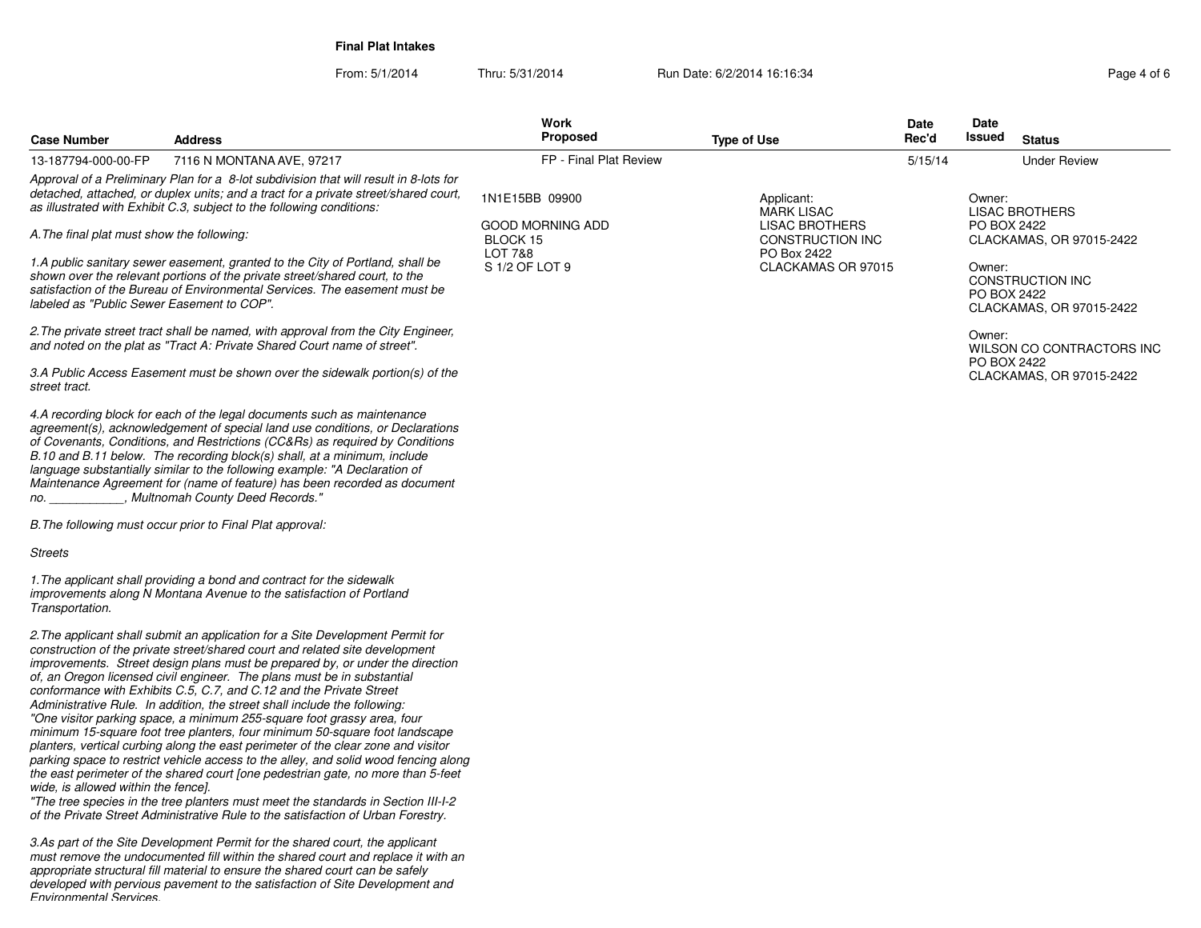**Final Plat Intakes**

From: 5/1/2014 Thru: 5/31/2014 Run Date: 6/2/2014 16:16:34

| Case Number | Address | Work Proposed | Type of Use | Date Rec'd | Date Issued | Status |
|---|---|---|---|---|---|---|
| 13-187794-000-00-FP | 7116 N MONTANA AVE, 97217 | FP - Final Plat Review | | 5/15/14 | | Under Review |

*Approval of a Preliminary Plan for a 8-lot subdivision that will result in 8-lots for detached, attached, or duplex units; and a tract for a private street/shared court, as illustrated with Exhibit C.3, subject to the following conditions:*

*A.The final plat must show the following:*

*1.A public sanitary sewer easement, granted to the City of Portland, shall be shown over the relevant portions of the private street/shared court, to the satisfaction of the Bureau of Environmental Services. The easement must be labeled as "Public Sewer Easement to COP".*

*2.The private street tract shall be named, with approval from the City Engineer, and noted on the plat as "Tract A: Private Shared Court name of street".*

*3.A Public Access Easement must be shown over the sidewalk portion(s) of the street tract.*

*4.A recording block for each of the legal documents such as maintenance agreement(s), acknowledgement of special land use conditions, or Declarations of Covenants, Conditions, and Restrictions (CC&Rs) as required by Conditions B.10 and B.11 below. The recording block(s) shall, at a minimum, include language substantially similar to the following example: "A Declaration of Maintenance Agreement for (name of feature) has been recorded as document no. ___________, Multnomah County Deed Records."*

*B.The following must occur prior to Final Plat approval:*

*Streets*

*1.The applicant shall providing a bond and contract for the sidewalk improvements along N Montana Avenue to the satisfaction of Portland Transportation.*

*2.The applicant shall submit an application for a Site Development Permit for construction of the private street/shared court and related site development improvements. Street design plans must be prepared by, or under the direction of, an Oregon licensed civil engineer. The plans must be in substantial conformance with Exhibits C.5, C.7, and C.12 and the Private Street Administrative Rule. In addition, the street shall include the following:*
*"One visitor parking space, a minimum 255-square foot grassy area, four minimum 15-square foot tree planters, four minimum 50-square foot landscape planters, vertical curbing along the east perimeter of the clear zone and visitor parking space to restrict vehicle access to the alley, and solid wood fencing along the east perimeter of the shared court [one pedestrian gate, no more than 5-feet wide, is allowed within the fence].*
*"The tree species in the tree planters must meet the standards in Section III-I-2 of the Private Street Administrative Rule to the satisfaction of Urban Forestry.*

*3.As part of the Site Development Permit for the shared court, the applicant must remove the undocumented fill within the shared court and replace it with an appropriate structural fill material to ensure the shared court can be safely developed with pervious pavement to the satisfaction of Site Development and Environmental Services.*

1N1E15BB 09900

GOOD MORNING ADD
BLOCK 15
LOT 7&8
S 1/2 OF LOT 9

Applicant:
MARK LISAC
LISAC BROTHERS
CONSTRUCTION INC
PO Box 2422
CLACKAMAS OR 97015

Owner:
LISAC BROTHERS
PO BOX 2422
CLACKAMAS, OR 97015-2422

Owner:
CONSTRUCTION INC
PO BOX 2422
CLACKAMAS, OR 97015-2422

Owner:
WILSON CO CONTRACTORS INC
PO BOX 2422
CLACKAMAS, OR 97015-2422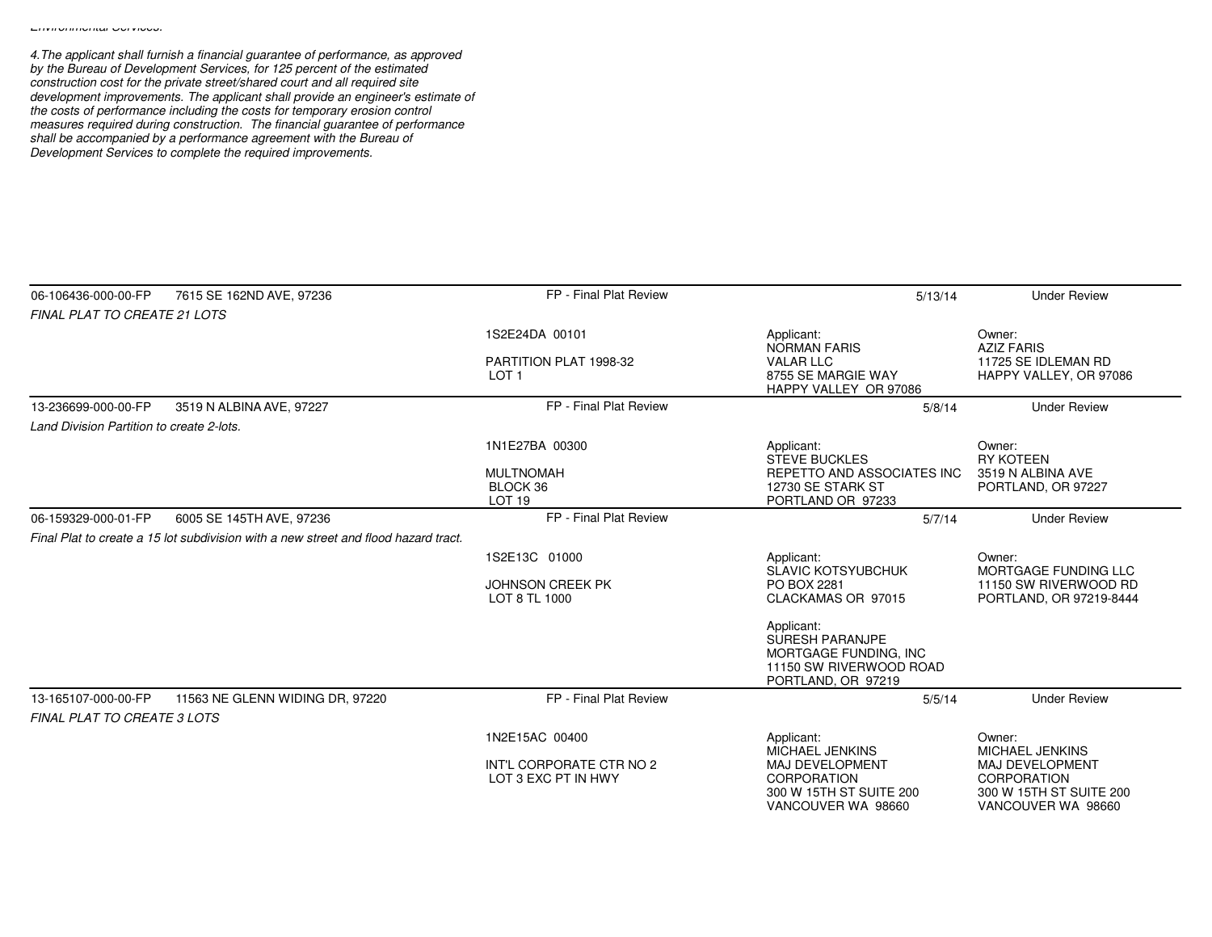*Environmental Services.*

*4.The applicant shall furnish a financial guarantee of performance, as approved by the Bureau of Development Services, for 125 percent of the estimated construction cost for the private street/shared court and all required site development improvements. The applicant shall provide an engineer's estimate of the costs of performance including the costs for temporary erosion control measures required during construction. The financial guarantee of performance shall be accompanied by a performance agreement with the Bureau of Development Services to complete the required improvements.*

| | | | | | |
|---|---|---|---|---|---|
| 06-106436-000-00-FP | 7615 SE 162ND AVE, 97236 | FP - Final Plat Review | | 5/13/14 | Under Review |
| *FINAL PLAT TO CREATE 21 LOTS* | | | | | |
| | | 1S2E24DA 00101<br><br>PARTITION PLAT 1998-32<br>LOT 1 | Applicant:<br>NORMAN FARIS<br>VALAR LLC<br>8755 SE MARGIE WAY<br>HAPPY VALLEY OR 97086 | | Owner:<br>AZIZ FARIS<br>11725 SE IDLEMAN RD<br>HAPPY VALLEY, OR 97086 |
| 13-236699-000-00-FP | 3519 N ALBINA AVE, 97227 | FP - Final Plat Review | | 5/8/14 | Under Review |
| *Land Division Partition to create 2-lots.* | | | | | |
| | | 1N1E27BA 00300<br><br>MULTNOMAH<br>BLOCK 36<br>LOT 19 | Applicant:<br>STEVE BUCKLES<br>REPETTO AND ASSOCIATES INC<br>12730 SE STARK ST<br>PORTLAND OR 97233 | | Owner:<br>RY KOTEEN<br>3519 N ALBINA AVE<br>PORTLAND, OR 97227 |
| 06-159329-000-01-FP | 6005 SE 145TH AVE, 97236 | FP - Final Plat Review | | 5/7/14 | Under Review |
| *Final Plat to create a 15 lot subdivision with a new street and flood hazard tract.* | | | | | |
| | | 1S2E13C 01000<br><br>JOHNSON CREEK PK<br>LOT 8 TL 1000 | Applicant:<br>SLAVIC KOTSYUBCHUK<br>PO BOX 2281<br>CLACKAMAS OR 97015<br><br>Applicant:<br>SURESH PARANJPE<br>MORTGAGE FUNDING, INC<br>11150 SW RIVERWOOD ROAD<br>PORTLAND, OR 97219 | | Owner:<br>MORTGAGE FUNDING LLC<br>11150 SW RIVERWOOD RD<br>PORTLAND, OR 97219-8444 |
| 13-165107-000-00-FP | 11563 NE GLENN WIDING DR, 97220 | FP - Final Plat Review | | 5/5/14 | Under Review |
| *FINAL PLAT TO CREATE 3 LOTS* | | | | | |
| | | 1N2E15AC 00400<br><br>INT'L CORPORATE CTR NO 2<br>LOT 3 EXC PT IN HWY | Applicant:<br>MICHAEL JENKINS<br>MAJ DEVELOPMENT CORPORATION<br>300 W 15TH ST SUITE 200<br>VANCOUVER WA 98660 | | Owner:<br>MICHAEL JENKINS<br>MAJ DEVELOPMENT CORPORATION<br>300 W 15TH ST SUITE 200<br>VANCOUVER WA 98660 |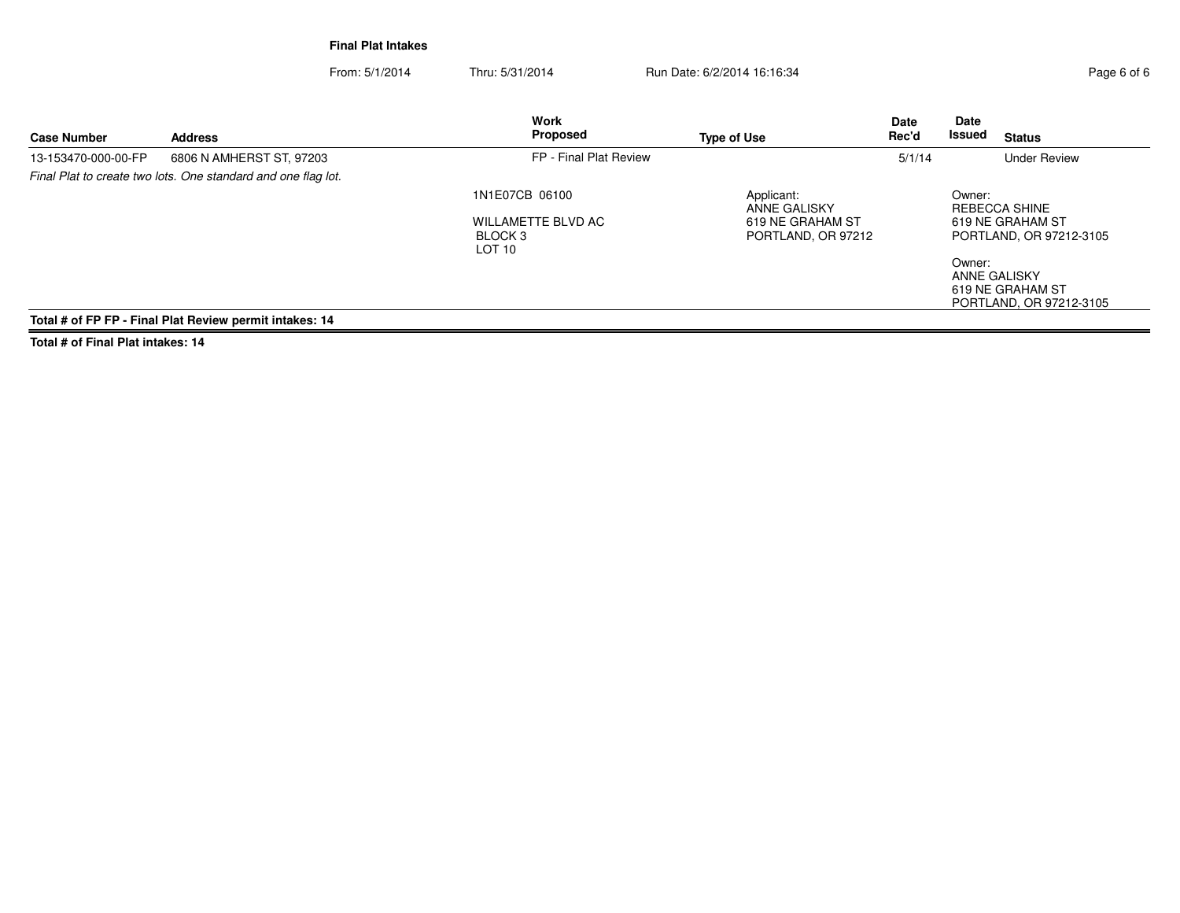**Final Plat Intakes**

From: 5/1/2014 Thru: 5/31/2014 Run Date: 6/2/2014 16:16:34

| Case Number | Address | Work Proposed | Type of Use | Date Rec'd | Date Issued | Status |
|---|---|---|---|---|---|---|
| 13-153470-000-00-FP | 6806 N AMHERST ST, 97203 | FP - Final Plat Review | | 5/1/14 | | Under Review |

*Final Plat to create two lots. One standard and one flag lot.*

1N1E07CB 06100

WILLAMETTE BLVD AC
BLOCK 3
LOT 10

Applicant:
ANNE GALISKY
619 NE GRAHAM ST
PORTLAND, OR 97212

Owner:
REBECCA SHINE
619 NE GRAHAM ST
PORTLAND, OR 97212-3105

Owner:
ANNE GALISKY
619 NE GRAHAM ST
PORTLAND, OR 97212-3105

**Total # of FP FP - Final Plat Review permit intakes: 14**

**Total # of Final Plat intakes: 14**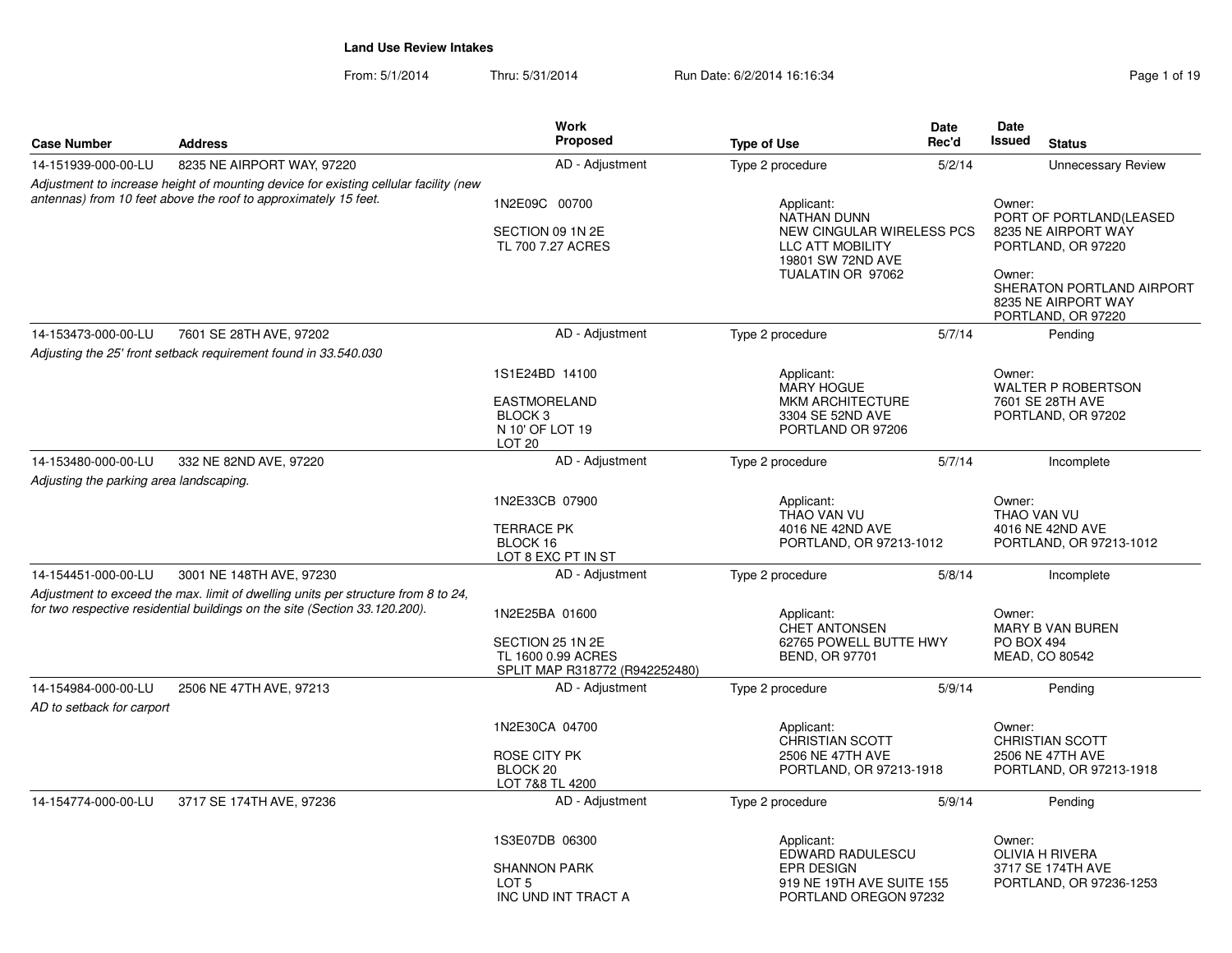# Land Use Review Intakes

From: 5/1/2014 Thru: 5/31/2014 Run Date: 6/2/2014 16:16:34

| Case Number | Address | Work Proposed | Type of Use | Date Rec'd | Date Issued | Status |
|---|---|---|---|---|---|---|
| 14-151939-000-00-LU | 8235 NE AIRPORT WAY, 97220 | AD - Adjustment | Type 2 procedure | 5/2/14 | | Unnecessary Review |

*Adjustment to increase height of mounting device for existing cellular facility (new antennas) from 10 feet above the roof to approximately 15 feet.*

1N2E09C 00700
SECTION 09 1N 2E
TL 700 7.27 ACRES

Applicant:
NATHAN DUNN
NEW CINGULAR WIRELESS PCS LLC ATT MOBILITY
19801 SW 72ND AVE
TUALATIN OR 97062

Owner:
PORT OF PORTLAND(LEASED
8235 NE AIRPORT WAY
PORTLAND, OR 97220

Owner:
SHERATON PORTLAND AIRPORT
8235 NE AIRPORT WAY
PORTLAND, OR 97220

| Case Number | Address | Work Proposed | Type of Use | Date Rec'd | Date Issued | Status |
|---|---|---|---|---|---|---|
| 14-153473-000-00-LU | 7601 SE 28TH AVE, 97202 | AD - Adjustment | Type 2 procedure | 5/7/14 | | Pending |

*Adjusting the 25' front setback requirement found in 33.540.030*

1S1E24BD 14100
EASTMORELAND
BLOCK 3
N 10' OF LOT 19
LOT 20

Applicant:
MARY HOGUE
MKM ARCHITECTURE
3304 SE 52ND AVE
PORTLAND OR 97206

Owner:
WALTER P ROBERTSON
7601 SE 28TH AVE
PORTLAND, OR 97202

| Case Number | Address | Work Proposed | Type of Use | Date Rec'd | Date Issued | Status |
|---|---|---|---|---|---|---|
| 14-153480-000-00-LU | 332 NE 82ND AVE, 97220 | AD - Adjustment | Type 2 procedure | 5/7/14 | | Incomplete |

*Adjusting the parking area landscaping.*

1N2E33CB 07900
TERRACE PK
BLOCK 16
LOT 8 EXC PT IN ST

Applicant:
THAO VAN VU
4016 NE 42ND AVE
PORTLAND, OR 97213-1012

Owner:
THAO VAN VU
4016 NE 42ND AVE
PORTLAND, OR 97213-1012

| Case Number | Address | Work Proposed | Type of Use | Date Rec'd | Date Issued | Status |
|---|---|---|---|---|---|---|
| 14-154451-000-00-LU | 3001 NE 148TH AVE, 97230 | AD - Adjustment | Type 2 procedure | 5/8/14 | | Incomplete |

*Adjustment to exceed the max. limit of dwelling units per structure from 8 to 24, for two respective residential buildings on the site (Section 33.120.200).*

1N2E25BA 01600
SECTION 25 1N 2E
TL 1600 0.99 ACRES
SPLIT MAP R318772 (R942252480)

Applicant:
CHET ANTONSEN
62765 POWELL BUTTE HWY
BEND, OR 97701

Owner:
MARY B VAN BUREN
PO BOX 494
MEAD, CO 80542

| Case Number | Address | Work Proposed | Type of Use | Date Rec'd | Date Issued | Status |
|---|---|---|---|---|---|---|
| 14-154984-000-00-LU | 2506 NE 47TH AVE, 97213 | AD - Adjustment | Type 2 procedure | 5/9/14 | | Pending |

*AD to setback for carport*

1N2E30CA 04700
ROSE CITY PK
BLOCK 20
LOT 7&8 TL 4200

Applicant:
CHRISTIAN SCOTT
2506 NE 47TH AVE
PORTLAND, OR 97213-1918

Owner:
CHRISTIAN SCOTT
2506 NE 47TH AVE
PORTLAND, OR 97213-1918

| Case Number | Address | Work Proposed | Type of Use | Date Rec'd | Date Issued | Status |
|---|---|---|---|---|---|---|
| 14-154774-000-00-LU | 3717 SE 174TH AVE, 97236 | AD - Adjustment | Type 2 procedure | 5/9/14 | | Pending |

1S3E07DB 06300
SHANNON PARK
LOT 5
INC UND INT TRACT A

Applicant:
EDWARD RADULESCU
EPR DESIGN
919 NE 19TH AVE SUITE 155
PORTLAND OREGON 97232

Owner:
OLIVIA H RIVERA
3717 SE 174TH AVE
PORTLAND, OR 97236-1253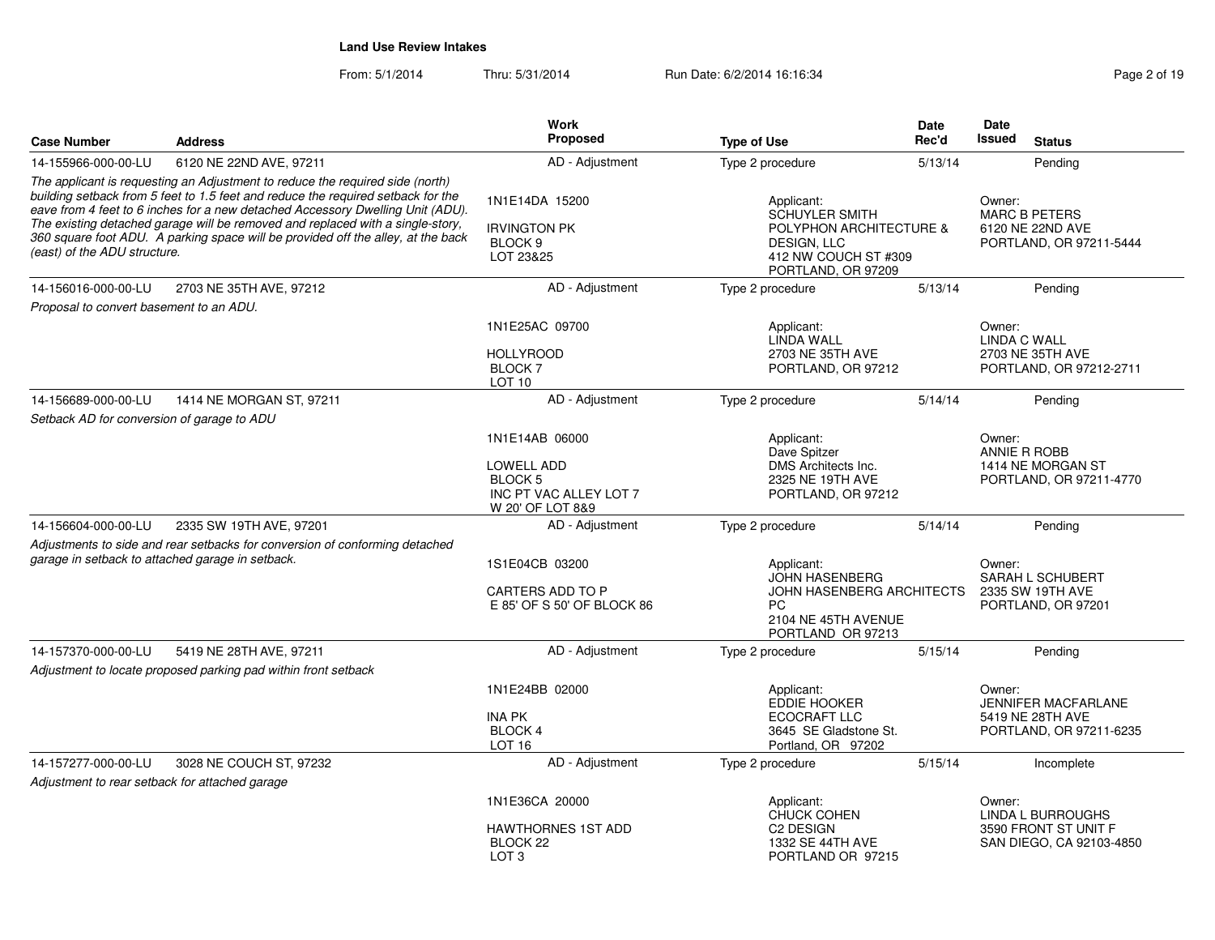**Land Use Review Intakes**

From: 5/1/2014 Thru: 5/31/2014 Run Date: 6/2/2014 16:16:34

| Case Number | Address | Work Proposed | Type of Use | Date Rec'd | Date Issued | Status |
|---|---|---|---|---|---|---|
| 14-155966-000-00-LU | 6120 NE 22ND AVE, 97211 | AD - Adjustment | Type 2 procedure | 5/13/14 | | Pending |
| *The applicant is requesting an Adjustment to reduce the required side (north) building setback from 5 feet to 1.5 feet and reduce the required setback for the eave from 4 feet to 6 inches for a new detached Accessory Dwelling Unit (ADU). The existing detached garage will be removed and replaced with a single-story, 360 square foot ADU. A parking space will be provided off the alley, at the back (east) of the ADU structure.* | | 1N1E14DA 15200<br>IRVINGTON PK<br>BLOCK 9<br>LOT 23&25 | Applicant:<br>SCHUYLER SMITH<br>POLYPHON ARCHITECTURE & DESIGN, LLC<br>412 NW COUCH ST #309<br>PORTLAND, OR 97209 | | Owner:<br>MARC B PETERS<br>6120 NE 22ND AVE<br>PORTLAND, OR 97211-5444 | |
| 14-156016-000-00-LU | 2703 NE 35TH AVE, 97212 | AD - Adjustment | Type 2 procedure | 5/13/14 | | Pending |
| *Proposal to convert basement to an ADU.* | | 1N1E25AC 09700<br>HOLLYROOD<br>BLOCK 7<br>LOT 10 | Applicant:<br>LINDA WALL<br>2703 NE 35TH AVE<br>PORTLAND, OR 97212 | | Owner:<br>LINDA C WALL<br>2703 NE 35TH AVE<br>PORTLAND, OR 97212-2711 | |
| 14-156689-000-00-LU | 1414 NE MORGAN ST, 97211 | AD - Adjustment | Type 2 procedure | 5/14/14 | | Pending |
| *Setback AD for conversion of garage to ADU* | | 1N1E14AB 06000<br>LOWELL ADD<br>BLOCK 5<br>INC PT VAC ALLEY LOT 7<br>W 20' OF LOT 8&9 | Applicant:<br>Dave Spitzer<br>DMS Architects Inc.<br>2325 NE 19TH AVE<br>PORTLAND, OR 97212 | | Owner:<br>ANNIE R ROBB<br>1414 NE MORGAN ST<br>PORTLAND, OR 97211-4770 | |
| 14-156604-000-00-LU | 2335 SW 19TH AVE, 97201 | AD - Adjustment | Type 2 procedure | 5/14/14 | | Pending |
| *Adjustments to side and rear setbacks for conversion of conforming detached garage in setback to attached garage in setback.* | | 1S1E04CB 03200<br>CARTERS ADD TO P<br>E 85' OF S 50' OF BLOCK 86 | Applicant:<br>JOHN HASENBERG<br>JOHN HASENBERG ARCHITECTS PC<br>2104 NE 45TH AVENUE<br>PORTLAND OR 97213 | | Owner:<br>SARAH L SCHUBERT<br>2335 SW 19TH AVE<br>PORTLAND, OR 97201 | |
| 14-157370-000-00-LU | 5419 NE 28TH AVE, 97211 | AD - Adjustment | Type 2 procedure | 5/15/14 | | Pending |
| *Adjustment to locate proposed parking pad within front setback* | | 1N1E24BB 02000<br>INA PK<br>BLOCK 4<br>LOT 16 | Applicant:<br>EDDIE HOOKER<br>ECOCRAFT LLC<br>3645 SE Gladstone St.<br>Portland, OR 97202 | | Owner:<br>JENNIFER MACFARLANE<br>5419 NE 28TH AVE<br>PORTLAND, OR 97211-6235 | |
| 14-157277-000-00-LU | 3028 NE COUCH ST, 97232 | AD - Adjustment | Type 2 procedure | 5/15/14 | | Incomplete |
| *Adjustment to rear setback for attached garage* | | 1N1E36CA 20000<br>HAWTHORNES 1ST ADD<br>BLOCK 22<br>LOT 3 | Applicant:<br>CHUCK COHEN<br>C2 DESIGN<br>1332 SE 44TH AVE<br>PORTLAND OR 97215 | | Owner:<br>LINDA L BURROUGHS<br>3590 FRONT ST UNIT F<br>SAN DIEGO, CA 92103-4850 | |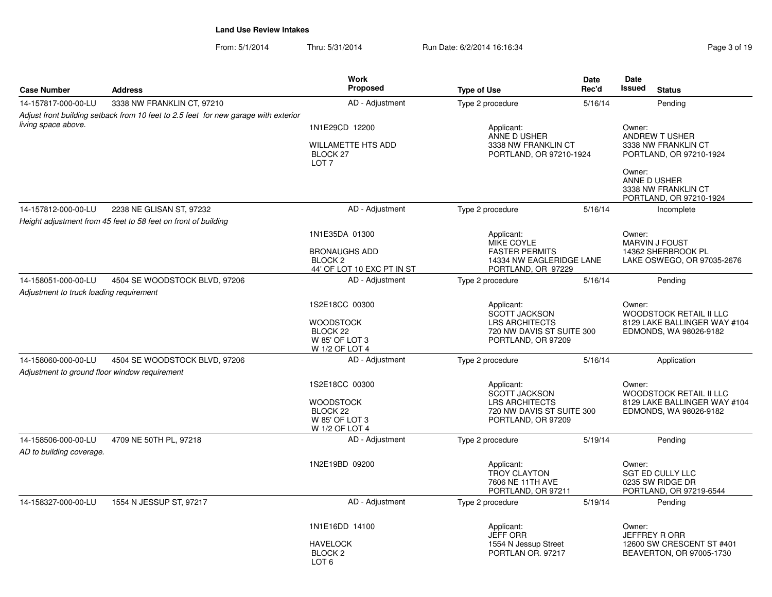**Land Use Review Intakes**

From: 5/1/2014 Thru: 5/31/2014 Run Date: 6/2/2014 16:16:34

| Case Number | Address | Work Proposed | Type of Use | Date Rec'd | Date Issued | Status |
|---|---|---|---|---|---|---|
| 14-157817-000-00-LU | 3338 NW FRANKLIN CT, 97210 | AD - Adjustment | Type 2 procedure | 5/16/14 | | Pending |
| *Adjust front building setback from 10 feet to 2.5 feet for new garage with exterior living space above.* | | 1N1E29CD 12200<br><br>WILLAMETTE HTS ADD<br>BLOCK 27<br>LOT 7 | Applicant:<br>ANNE D USHER<br>3338 NW FRANKLIN CT<br>PORTLAND, OR 97210-1924 | | Owner:<br>ANDREW T USHER<br>3338 NW FRANKLIN CT<br>PORTLAND, OR 97210-1924<br><br>Owner:<br>ANNE D USHER<br>3338 NW FRANKLIN CT<br>PORTLAND, OR 97210-1924 | |
| 14-157812-000-00-LU | 2238 NE GLISAN ST, 97232 | AD - Adjustment | Type 2 procedure | 5/16/14 | | Incomplete |
| *Height adjustment from 45 feet to 58 feet on front of building* | | 1N1E35DA 01300<br><br>BRONAUGHS ADD<br>BLOCK 2<br>44' OF LOT 10 EXC PT IN ST | Applicant:<br>MIKE COYLE<br>FASTER PERMITS<br>14334 NW EAGLERIDGE LANE<br>PORTLAND, OR 97229 | | Owner:<br>MARVIN J FOUST<br>14362 SHERBROOK PL<br>LAKE OSWEGO, OR 97035-2676 | |
| 14-158051-000-00-LU | 4504 SE WOODSTOCK BLVD, 97206 | AD - Adjustment | Type 2 procedure | 5/16/14 | | Pending |
| *Adjustment to truck loading requirement* | | 1S2E18CC 00300<br><br>WOODSTOCK<br>BLOCK 22<br>W 85' OF LOT 3<br>W 1/2 OF LOT 4 | Applicant:<br>SCOTT JACKSON<br>LRS ARCHITECTS<br>720 NW DAVIS ST SUITE 300<br>PORTLAND, OR 97209 | | Owner:<br>WOODSTOCK RETAIL II LLC<br>8129 LAKE BALLINGER WAY #104<br>EDMONDS, WA 98026-9182 | |
| 14-158060-000-00-LU | 4504 SE WOODSTOCK BLVD, 97206 | AD - Adjustment | Type 2 procedure | 5/16/14 | | Application |
| *Adjustment to ground floor window requirement* | | 1S2E18CC 00300<br><br>WOODSTOCK<br>BLOCK 22<br>W 85' OF LOT 3<br>W 1/2 OF LOT 4 | Applicant:<br>SCOTT JACKSON<br>LRS ARCHITECTS<br>720 NW DAVIS ST SUITE 300<br>PORTLAND, OR 97209 | | Owner:<br>WOODSTOCK RETAIL II LLC<br>8129 LAKE BALLINGER WAY #104<br>EDMONDS, WA 98026-9182 | |
| 14-158506-000-00-LU | 4709 NE 50TH PL, 97218 | AD - Adjustment | Type 2 procedure | 5/19/14 | | Pending |
| *AD to building coverage.* | | 1N2E19BD 09200 | Applicant:<br>TROY CLAYTON<br>7606 NE 11TH AVE<br>PORTLAND, OR 97211 | | Owner:<br>SGT ED CULLY LLC<br>0235 SW RIDGE DR<br>PORTLAND, OR 97219-6544 | |
| 14-158327-000-00-LU | 1554 N JESSUP ST, 97217 | AD - Adjustment | Type 2 procedure | 5/19/14 | | Pending |
| | | 1N1E16DD 14100<br><br>HAVELOCK<br>BLOCK 2<br>LOT 6 | Applicant:<br>JEFF ORR<br>1554 N Jessup Street<br>PORTLAN OR. 97217 | | Owner:<br>JEFFREY R ORR<br>12600 SW CRESCENT ST #401<br>BEAVERTON, OR 97005-1730 | |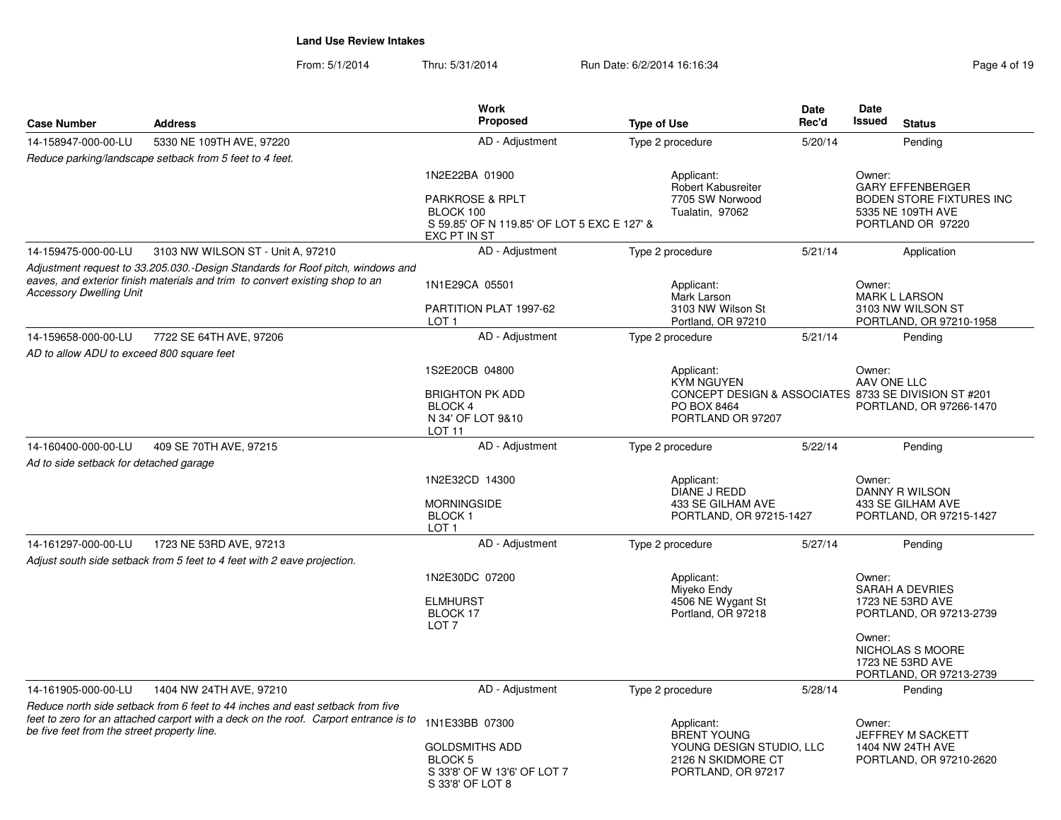**Land Use Review Intakes**

From: 5/1/2014 Thru: 5/31/2014 Run Date: 6/2/2014 16:16:34

| Case Number | Address | Work Proposed | Type of Use | Date Rec'd | Date Issued | Status |
|---|---|---|---|---|---|---|
| 14-158947-000-00-LU | 5330 NE 109TH AVE, 97220 | AD - Adjustment | Type 2 procedure | 5/20/14 | | Pending |
| *Reduce parking/landscape setback from 5 feet to 4 feet.* | | 1N2E22BA 01900<br><br>PARKROSE & RPLT<br>BLOCK 100<br>S 59.85' OF N 119.85' OF LOT 5 EXC E 127' & EXC PT IN ST | Applicant:<br>Robert Kabusreiter<br>7705 SW Norwood<br>Tualatin, 97062 | | Owner:<br>GARY EFFENBERGER<br>BODEN STORE FIXTURES INC<br>5335 NE 109TH AVE<br>PORTLAND OR 97220 | |
| 14-159475-000-00-LU | 3103 NW WILSON ST - Unit A, 97210 | AD - Adjustment | Type 2 procedure | 5/21/14 | | Application |
| *Adjustment request to 33.205.030.-Design Standards for Roof pitch, windows and eaves, and exterior finish materials and trim to convert existing shop to an Accessory Dwelling Unit* | | 1N1E29CA 05501<br><br>PARTITION PLAT 1997-62<br>LOT 1 | Applicant:<br>Mark Larson<br>3103 NW Wilson St<br>Portland, OR 97210 | | Owner:<br>MARK L LARSON<br>3103 NW WILSON ST<br>PORTLAND, OR 97210-1958 | |
| 14-159658-000-00-LU | 7722 SE 64TH AVE, 97206 | AD - Adjustment | Type 2 procedure | 5/21/14 | | Pending |
| *AD to allow ADU to exceed 800 square feet* | | 1S2E20CB 04800<br><br>BRIGHTON PK ADD<br>BLOCK 4<br>N 34' OF LOT 9&10<br>LOT 11 | Applicant:<br>KYM NGUYEN<br>CONCEPT DESIGN & ASSOCIATES<br>PO BOX 8464<br>PORTLAND OR 97207 | | Owner:<br>AAV ONE LLC<br>8733 SE DIVISION ST #201<br>PORTLAND, OR 97266-1470 | |
| 14-160400-000-00-LU | 409 SE 70TH AVE, 97215 | AD - Adjustment | Type 2 procedure | 5/22/14 | | Pending |
| *Ad to side setback for detached garage* | | 1N2E32CD 14300<br><br>MORNINGSIDE<br>BLOCK 1<br>LOT 1 | Applicant:<br>DIANE J REDD<br>433 SE GILHAM AVE<br>PORTLAND, OR 97215-1427 | | Owner:<br>DANNY R WILSON<br>433 SE GILHAM AVE<br>PORTLAND, OR 97215-1427 | |
| 14-161297-000-00-LU | 1723 NE 53RD AVE, 97213 | AD - Adjustment | Type 2 procedure | 5/27/14 | | Pending |
| *Adjust south side setback from 5 feet to 4 feet with 2 eave projection.* | | 1N2E30DC 07200<br><br>ELMHURST<br>BLOCK 17<br>LOT 7 | Applicant:<br>Miyeko Endy<br>4506 NE Wygant St<br>Portland, OR 97218 | | Owner:<br>SARAH A DEVRIES<br>1723 NE 53RD AVE<br>PORTLAND, OR 97213-2739<br><br>Owner:<br>NICHOLAS S MOORE<br>1723 NE 53RD AVE<br>PORTLAND, OR 97213-2739 | |
| 14-161905-000-00-LU | 1404 NW 24TH AVE, 97210 | AD - Adjustment | Type 2 procedure | 5/28/14 | | Pending |
| *Reduce north side setback from 6 feet to 44 inches and east setback from five feet to zero for an attached carport with a deck on the roof. Carport entrance is to be five feet from the street property line.* | | 1N1E33BB 07300<br><br>GOLDSMITHS ADD<br>BLOCK 5<br>S 33'8' OF W 13'6' OF LOT 7<br>S 33'8' OF LOT 8 | Applicant:<br>BRENT YOUNG<br>YOUNG DESIGN STUDIO, LLC<br>2126 N SKIDMORE CT<br>PORTLAND, OR 97217 | | Owner:<br>JEFFREY M SACKETT<br>1404 NW 24TH AVE<br>PORTLAND, OR 97210-2620 | |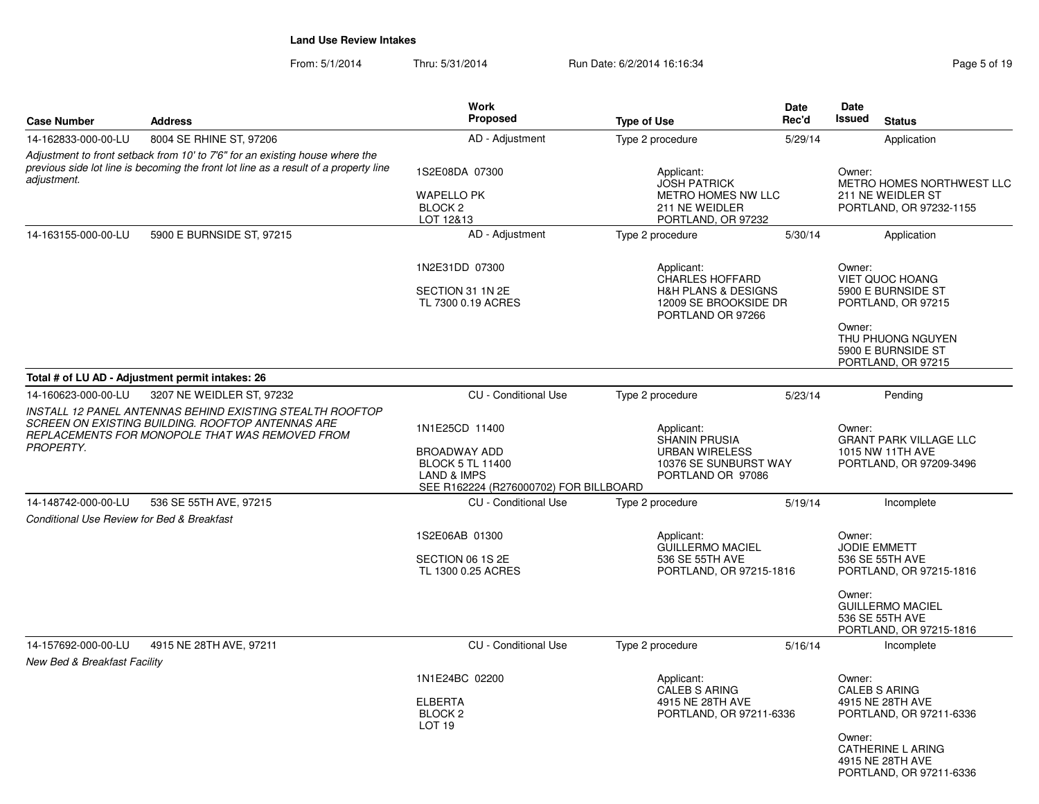**Land Use Review Intakes**

From: 5/1/2014 Thru: 5/31/2014 Run Date: 6/2/2014 16:16:34

| Case Number | Address | Work Proposed | Type of Use | Date Rec'd | Date Issued | Status |
|---|---|---|---|---|---|---|
| 14-162833-000-00-LU | 8004 SE RHINE ST, 97206 | AD - Adjustment | Type 2 procedure | 5/29/14 | | Application |
| *Adjustment to front setback from 10' to 7'6" for an existing house where the previous side lot line is becoming the front lot line as a result of a property line adjustment.* | | 1S2E08DA 07300<br><br>WAPELLO PK<br>BLOCK 2<br>LOT 12&13 | Applicant:<br>JOSH PATRICK<br>METRO HOMES NW LLC<br>211 NE WEIDLER<br>PORTLAND, OR 97232 | | Owner:<br>METRO HOMES NORTHWEST LLC<br>211 NE WEIDLER ST<br>PORTLAND, OR 97232-1155 | |
| 14-163155-000-00-LU | 5900 E BURNSIDE ST, 97215 | AD - Adjustment | Type 2 procedure | 5/30/14 | | Application |
| | | 1N2E31DD 07300<br><br>SECTION 31 1N 2E<br>TL 7300 0.19 ACRES | Applicant:<br>CHARLES HOFFARD<br>H&H PLANS & DESIGNS<br>12009 SE BROOKSIDE DR<br>PORTLAND OR 97266 | | Owner:<br>VIET QUOC HOANG<br>5900 E BURNSIDE ST<br>PORTLAND, OR 97215<br><br>Owner:<br>THU PHUONG NGUYEN<br>5900 E BURNSIDE ST<br>PORTLAND, OR 97215 | |
| **Total # of LU AD - Adjustment permit intakes: 26** | | | | | | |
| 14-160623-000-00-LU | 3207 NE WEIDLER ST, 97232 | CU - Conditional Use | Type 2 procedure | 5/23/14 | | Pending |
| *INSTALL 12 PANEL ANTENNAS BEHIND EXISTING STEALTH ROOFTOP SCREEN ON EXISTING BUILDING. ROOFTOP ANTENNAS ARE REPLACEMENTS FOR MONOPOLE THAT WAS REMOVED FROM PROPERTY.* | | 1N1E25CD 11400<br><br>BROADWAY ADD<br>BLOCK 5 TL 11400<br>LAND & IMPS<br>SEE R162224 (R276000702) FOR BILLBOARD | Applicant:<br>SHANIN PRUSIA<br>URBAN WIRELESS<br>10376 SE SUNBURST WAY<br>PORTLAND OR 97086 | | Owner:<br>GRANT PARK VILLAGE LLC<br>1015 NW 11TH AVE<br>PORTLAND, OR 97209-3496 | |
| 14-148742-000-00-LU | 536 SE 55TH AVE, 97215 | CU - Conditional Use | Type 2 procedure | 5/19/14 | | Incomplete |
| *Conditional Use Review for Bed & Breakfast* | | 1S2E06AB 01300<br><br>SECTION 06 1S 2E<br>TL 1300 0.25 ACRES | Applicant:<br>GUILLERMO MACIEL<br>536 SE 55TH AVE<br>PORTLAND, OR 97215-1816 | | Owner:<br>JODIE EMMETT<br>536 SE 55TH AVE<br>PORTLAND, OR 97215-1816<br><br>Owner:<br>GUILLERMO MACIEL<br>536 SE 55TH AVE<br>PORTLAND, OR 97215-1816 | |
| 14-157692-000-00-LU | 4915 NE 28TH AVE, 97211 | CU - Conditional Use | Type 2 procedure | 5/16/14 | | Incomplete |
| *New Bed & Breakfast Facility* | | 1N1E24BC 02200<br><br>ELBERTA<br>BLOCK 2<br>LOT 19 | Applicant:<br>CALEB S ARING<br>4915 NE 28TH AVE<br>PORTLAND, OR 97211-6336 | | Owner:<br>CALEB S ARING<br>4915 NE 28TH AVE<br>PORTLAND, OR 97211-6336<br><br>Owner:<br>CATHERINE L ARING<br>4915 NE 28TH AVE<br>PORTLAND, OR 97211-6336 | |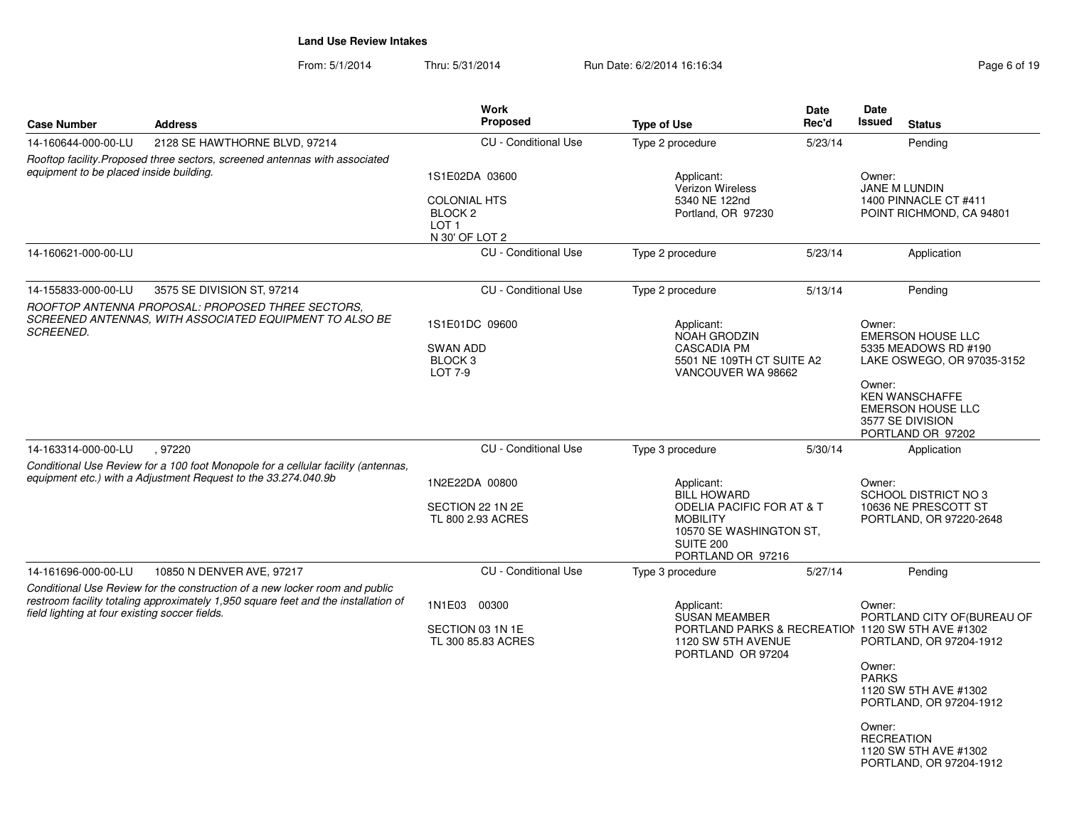# Land Use Review Intakes

From: 5/1/2014 Thru: 5/31/2014 Run Date: 6/2/2014 16:16:34

| Case Number | Address | Work Proposed | Type of Use | Date Rec'd | Date Issued | Status |
|---|---|---|---|---|---|---|
| 14-160644-000-00-LU | 2128 SE HAWTHORNE BLVD, 97214 | CU - Conditional Use | Type 2 procedure | 5/23/14 | | Pending |
| *Rooftop facility.Proposed three sectors, screened antennas with associated equipment to be placed inside building.* | | 1S1E02DA 03600<br><br>COLONIAL HTS<br>BLOCK 2<br>LOT 1<br>N 30' OF LOT 2 | Applicant:<br>Verizon Wireless<br>5340 NE 122nd<br>Portland, OR 97230 | | Owner:<br>JANE M LUNDIN<br>1400 PINNACLE CT #411<br>POINT RICHMOND, CA 94801 | |
| 14-160621-000-00-LU | | CU - Conditional Use | Type 2 procedure | 5/23/14 | | Application |
| 14-155833-000-00-LU | 3575 SE DIVISION ST, 97214 | CU - Conditional Use | Type 2 procedure | 5/13/14 | | Pending |
| *ROOFTOP ANTENNA PROPOSAL: PROPOSED THREE SECTORS, SCREENED ANTENNAS, WITH ASSOCIATED EQUIPMENT TO ALSO BE SCREENED.* | | 1S1E01DC 09600<br><br>SWAN ADD<br>BLOCK 3<br>LOT 7-9 | Applicant:<br>NOAH GRODZIN<br>CASCADIA PM<br>5501 NE 109TH CT SUITE A2<br>VANCOUVER WA 98662 | | Owner:<br>EMERSON HOUSE LLC<br>5335 MEADOWS RD #190<br>LAKE OSWEGO, OR 97035-3152<br><br>Owner:<br>KEN WANSCHAFFE<br>EMERSON HOUSE LLC<br>3577 SE DIVISION<br>PORTLAND OR 97202 | |
| 14-163314-000-00-LU | , 97220 | CU - Conditional Use | Type 3 procedure | 5/30/14 | | Application |
| *Conditional Use Review for a 100 foot Monopole for a cellular facility (antennas, equipment etc.) with a Adjustment Request to the 33.274.040.9b* | | 1N2E22DA 00800<br><br>SECTION 22 1N 2E<br>TL 800 2.93 ACRES | Applicant:<br>BILL HOWARD<br>ODELIA PACIFIC FOR AT & T MOBILITY<br>10570 SE WASHINGTON ST, SUITE 200<br>PORTLAND OR 97216 | | Owner:<br>SCHOOL DISTRICT NO 3<br>10636 NE PRESCOTT ST<br>PORTLAND, OR 97220-2648 | |
| 14-161696-000-00-LU | 10850 N DENVER AVE, 97217 | CU - Conditional Use | Type 3 procedure | 5/27/14 | | Pending |
| *Conditional Use Review for the construction of a new locker room and public restroom facility totaling approximately 1,950 square feet and the installation of field lighting at four existing soccer fields.* | | 1N1E03 00300<br><br>SECTION 03 1N 1E<br>TL 300 85.83 ACRES | Applicant:<br>SUSAN MEAMBER<br>PORTLAND PARKS & RECREATION<br>1120 SW 5TH AVENUE<br>PORTLAND OR 97204 | | Owner:<br>PORTLAND CITY OF(BUREAU OF<br>1120 SW 5TH AVE #1302<br>PORTLAND, OR 97204-1912<br><br>Owner:<br>PARKS<br>1120 SW 5TH AVE #1302<br>PORTLAND, OR 97204-1912<br><br>Owner:<br>RECREATION<br>1120 SW 5TH AVE #1302<br>PORTLAND, OR 97204-1912 | |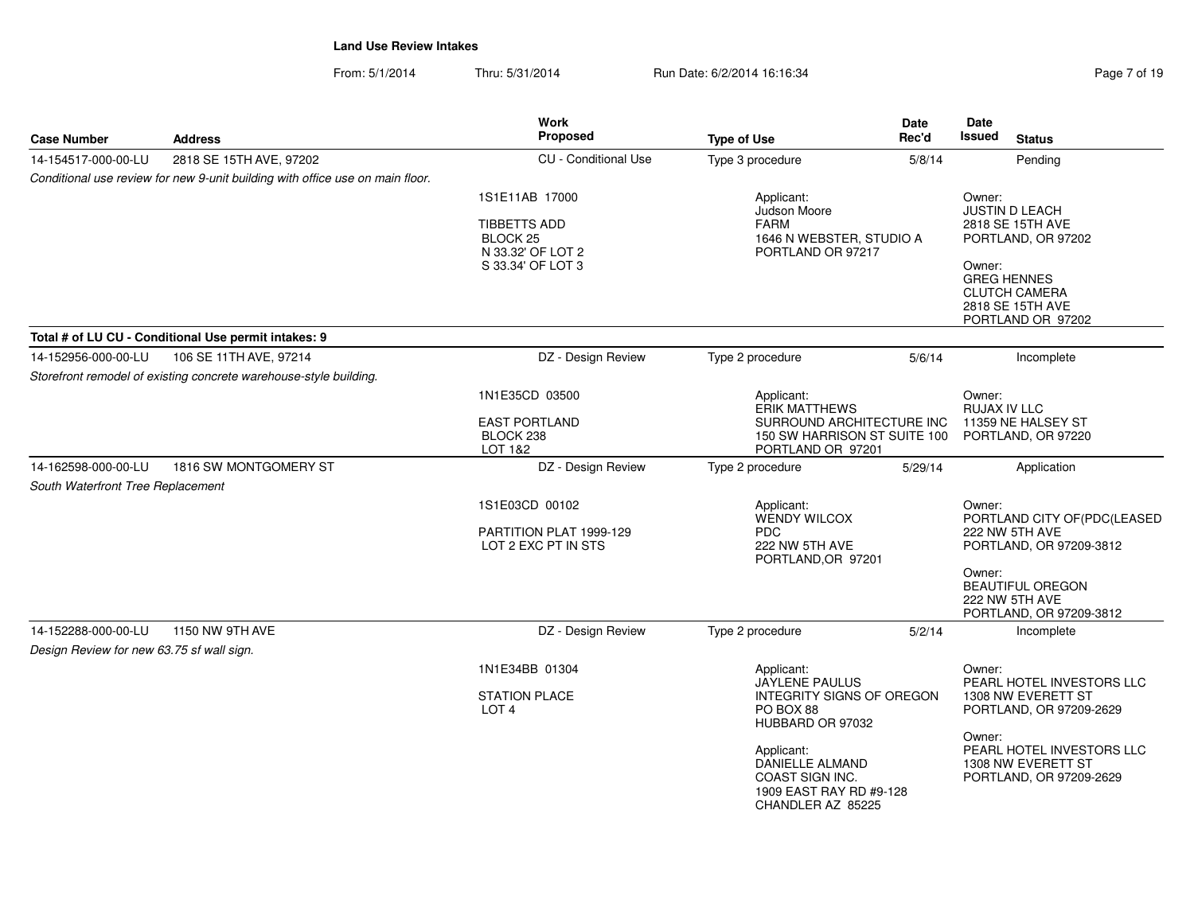**Land Use Review Intakes**

From: 5/1/2014 Thru: 5/31/2014 Run Date: 6/2/2014 16:16:34

| Case Number | Address | Work Proposed | Type of Use | Date Rec'd | Date Issued | Status |
|---|---|---|---|---|---|---|
| 14-154517-000-00-LU | 2818 SE 15TH AVE, 97202 | CU - Conditional Use | Type 3 procedure | 5/8/14 | | Pending |

*Conditional use review for new 9-unit building with office use on main floor.*

1S1E11AB 17000

TIBBETTS ADD
BLOCK 25
N 33.32' OF LOT 2
S 33.34' OF LOT 3

Applicant:
Judson Moore
FARM
1646 N WEBSTER, STUDIO A
PORTLAND OR 97217

Owner:
JUSTIN D LEACH
2818 SE 15TH AVE
PORTLAND, OR 97202

Owner:
GREG HENNES
CLUTCH CAMERA
2818 SE 15TH AVE
PORTLAND OR 97202

**Total # of LU CU - Conditional Use permit intakes: 9**

| Case Number | Address | Work Proposed | Type of Use | Date Rec'd | Date Issued | Status |
|---|---|---|---|---|---|---|
| 14-152956-000-00-LU | 106 SE 11TH AVE, 97214 | DZ - Design Review | Type 2 procedure | 5/6/14 | | Incomplete |

*Storefront remodel of existing concrete warehouse-style building.*

1N1E35CD 03500

EAST PORTLAND
BLOCK 238
LOT 1&2

Applicant:
ERIK MATTHEWS
SURROUND ARCHITECTURE INC
150 SW HARRISON ST SUITE 100
PORTLAND OR 97201

Owner:
RUJAX IV LLC
11359 NE HALSEY ST
PORTLAND, OR 97220

| Case Number | Address | Work Proposed | Type of Use | Date Rec'd | Date Issued | Status |
|---|---|---|---|---|---|---|
| 14-162598-000-00-LU | 1816 SW MONTGOMERY ST | DZ - Design Review | Type 2 procedure | 5/29/14 | | Application |

*South Waterfront Tree Replacement*

1S1E03CD 00102

PARTITION PLAT 1999-129
LOT 2 EXC PT IN STS

Applicant:
WENDY WILCOX
PDC
222 NW 5TH AVE
PORTLAND,OR 97201

Owner:
PORTLAND CITY OF(PDC(LEASED
222 NW 5TH AVE
PORTLAND, OR 97209-3812

Owner:
BEAUTIFUL OREGON
222 NW 5TH AVE
PORTLAND, OR 97209-3812

| Case Number | Address | Work Proposed | Type of Use | Date Rec'd | Date Issued | Status |
|---|---|---|---|---|---|---|
| 14-152288-000-00-LU | 1150 NW 9TH AVE | DZ - Design Review | Type 2 procedure | 5/2/14 | | Incomplete |

*Design Review for new 63.75 sf wall sign.*

1N1E34BB 01304

STATION PLACE
LOT 4

Applicant:
JAYLENE PAULUS
INTEGRITY SIGNS OF OREGON
PO BOX 88
HUBBARD OR 97032

Applicant:
DANIELLE ALMAND
COAST SIGN INC.
1909 EAST RAY RD #9-128
CHANDLER AZ 85225

Owner:
PEARL HOTEL INVESTORS LLC
1308 NW EVERETT ST
PORTLAND, OR 97209-2629

Owner:
PEARL HOTEL INVESTORS LLC
1308 NW EVERETT ST
PORTLAND, OR 97209-2629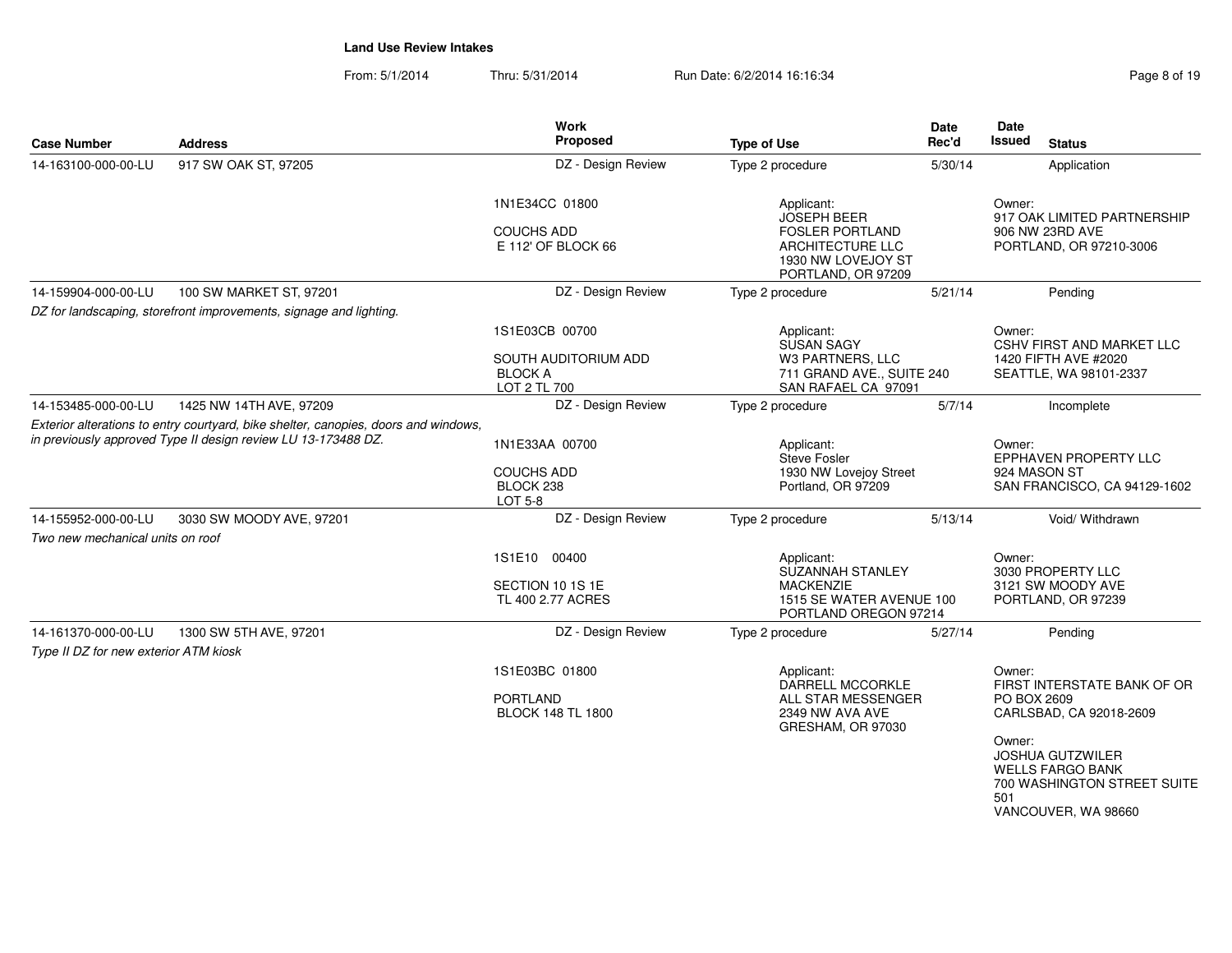# Land Use Review Intakes

From: 5/1/2014 Thru: 5/31/2014 Run Date: 6/2/2014 16:16:34

| Case Number | Address | Work Proposed | Type of Use | Date Rec'd | Date Issued | Status |
|---|---|---|---|---|---|---|
| 14-163100-000-00-LU | 917 SW OAK ST, 97205 | DZ - Design Review | Type 2 procedure | 5/30/14 | | Application |
| | | 1N1E34CC 01800<br><br>COUCHS ADD<br>E 112' OF BLOCK 66 | Applicant:<br>JOSEPH BEER<br>FOSLER PORTLAND ARCHITECTURE LLC<br>1930 NW LOVEJOY ST<br>PORTLAND, OR 97209 | | Owner:<br>917 OAK LIMITED PARTNERSHIP<br>906 NW 23RD AVE<br>PORTLAND, OR 97210-3006 | |
| 14-159904-000-00-LU | 100 SW MARKET ST, 97201 | DZ - Design Review | Type 2 procedure | 5/21/14 | | Pending |
| *DZ for landscaping, storefront improvements, signage and lighting.* | | 1S1E03CB 00700<br><br>SOUTH AUDITORIUM ADD<br>BLOCK A<br>LOT 2 TL 700 | Applicant:<br>SUSAN SAGY<br>W3 PARTNERS, LLC<br>711 GRAND AVE., SUITE 240<br>SAN RAFAEL CA 97091 | | Owner:<br>CSHV FIRST AND MARKET LLC<br>1420 FIFTH AVE #2020<br>SEATTLE, WA 98101-2337 | |
| 14-153485-000-00-LU | 1425 NW 14TH AVE, 97209 | DZ - Design Review | Type 2 procedure | 5/7/14 | | Incomplete |
| *Exterior alterations to entry courtyard, bike shelter, canopies, doors and windows, in previously approved Type II design review LU 13-173488 DZ.* | | 1N1E33AA 00700<br><br>COUCHS ADD<br>BLOCK 238<br>LOT 5-8 | Applicant:<br>Steve Fosler<br>1930 NW Lovejoy Street<br>Portland, OR 97209 | | Owner:<br>EPPHAVEN PROPERTY LLC<br>924 MASON ST<br>SAN FRANCISCO, CA 94129-1602 | |
| 14-155952-000-00-LU | 3030 SW MOODY AVE, 97201 | DZ - Design Review | Type 2 procedure | 5/13/14 | | Void/ Withdrawn |
| *Two new mechanical units on roof* | | 1S1E10 00400<br><br>SECTION 10 1S 1E<br>TL 400 2.77 ACRES | Applicant:<br>SUZANNAH STANLEY<br>MACKENZIE<br>1515 SE WATER AVENUE 100<br>PORTLAND OREGON 97214 | | Owner:<br>3030 PROPERTY LLC<br>3121 SW MOODY AVE<br>PORTLAND, OR 97239 | |
| 14-161370-000-00-LU | 1300 SW 5TH AVE, 97201 | DZ - Design Review | Type 2 procedure | 5/27/14 | | Pending |
| *Type II DZ for new exterior ATM kiosk* | | 1S1E03BC 01800<br><br>PORTLAND<br>BLOCK 148 TL 1800 | Applicant:<br>DARRELL MCCORKLE<br>ALL STAR MESSENGER<br>2349 NW AVA AVE<br>GRESHAM, OR 97030 | | Owner:<br>FIRST INTERSTATE BANK OF OR<br>PO BOX 2609<br>CARLSBAD, CA 92018-2609<br><br>Owner:<br>JOSHUA GUTZWILER<br>WELLS FARGO BANK<br>700 WASHINGTON STREET SUITE 501<br>VANCOUVER, WA 98660 | |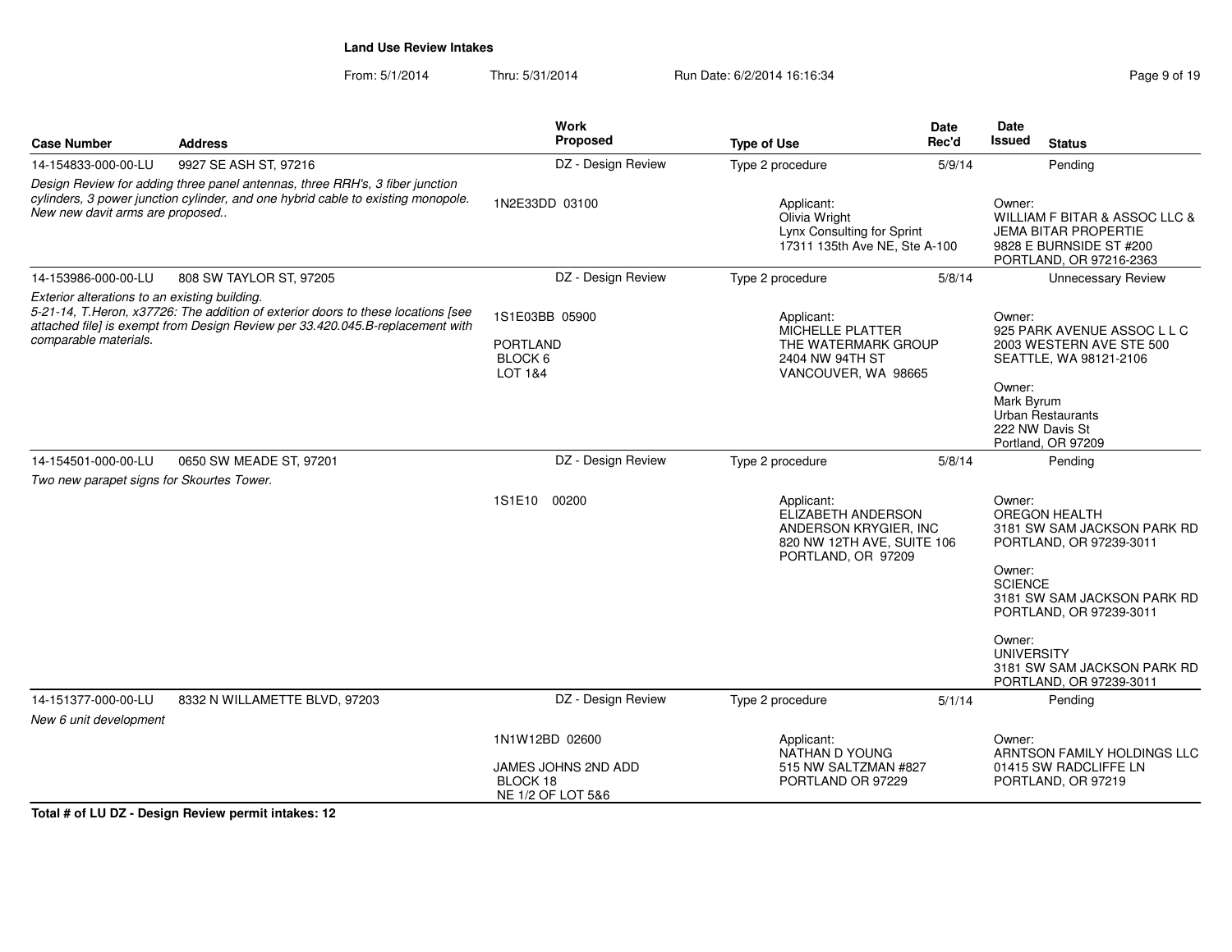**Land Use Review Intakes**

From: 5/1/2014 Thru: 5/31/2014 Run Date: 6/2/2014 16:16:34

| Case Number | Address | Work Proposed | Type of Use | Date Rec'd | Date Issued | Status |
|---|---|---|---|---|---|---|
| 14-154833-000-00-LU | 9927 SE ASH ST, 97216 | DZ - Design Review | Type 2 procedure | 5/9/14 | | Pending |
| *Design Review for adding three panel antennas, three RRH's, 3 fiber junction cylinders, 3 power junction cylinder, and one hybrid cable to existing monopole. New new davit arms are proposed..* | | 1N2E33DD 03100 | Applicant: Olivia Wright, Lynx Consulting for Sprint, 17311 135th Ave NE, Ste A-100 | | Owner: WILLIAM F BITAR & ASSOC LLC & JEMA BITAR PROPERTIE, 9828 E BURNSIDE ST #200, PORTLAND, OR 97216-2363 | |
| 14-153986-000-00-LU | 808 SW TAYLOR ST, 97205 | DZ - Design Review | Type 2 procedure | 5/8/14 | | Unnecessary Review |
| *Exterior alterations to an existing building. 5-21-14, T.Heron, x37726: The addition of exterior doors to these locations [see attached file] is exempt from Design Review per 33.420.045.B-replacement with comparable materials.* | | 1S1E03BB 05900 PORTLAND BLOCK 6 LOT 1&4 | Applicant: MICHELLE PLATTER, THE WATERMARK GROUP, 2404 NW 94TH ST, VANCOUVER, WA 98665 | | Owner: 925 PARK AVENUE ASSOC L L C, 2003 WESTERN AVE STE 500, SEATTLE, WA 98121-2106; Owner: Mark Byrum, Urban Restaurants, 222 NW Davis St, Portland, OR 97209 | |
| 14-154501-000-00-LU | 0650 SW MEADE ST, 97201 | DZ - Design Review | Type 2 procedure | 5/8/14 | | Pending |
| *Two new parapet signs for Skourtes Tower.* | | 1S1E10 00200 | Applicant: ELIZABETH ANDERSON, ANDERSON KRYGIER, INC, 820 NW 12TH AVE, SUITE 106, PORTLAND, OR 97209 | | Owner: OREGON HEALTH, 3181 SW SAM JACKSON PARK RD, PORTLAND, OR 97239-3011; Owner: SCIENCE, 3181 SW SAM JACKSON PARK RD, PORTLAND, OR 97239-3011; Owner: UNIVERSITY, 3181 SW SAM JACKSON PARK RD, PORTLAND, OR 97239-3011 | |
| 14-151377-000-00-LU | 8332 N WILLAMETTE BLVD, 97203 | DZ - Design Review | Type 2 procedure | 5/1/14 | | Pending |
| *New 6 unit development* | | 1N1W12BD 02600 JAMES JOHNS 2ND ADD BLOCK 18 NE 1/2 OF LOT 5&6 | Applicant: NATHAN D YOUNG, 515 NW SALTZMAN #827, PORTLAND OR 97229 | | Owner: ARNTSON FAMILY HOLDINGS LLC, 01415 SW RADCLIFFE LN, PORTLAND, OR 97219 | |

**Total # of LU DZ - Design Review permit intakes: 12**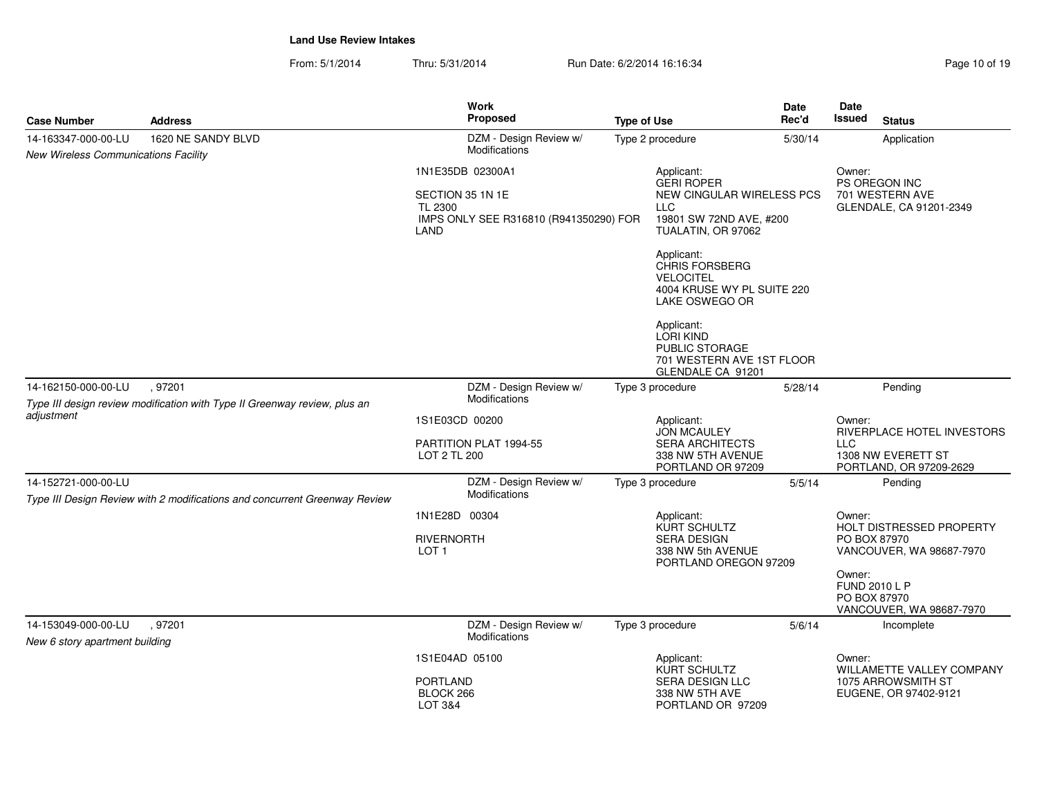**Land Use Review Intakes**

From: 5/1/2014 Thru: 5/31/2014 Run Date: 6/2/2014 16:16:34

| Case Number | Address | Work Proposed | Type of Use | Date Rec'd | Date Issued | Status |
|---|---|---|---|---|---|---|
| 14-163347-000-00-LU | 1620 NE SANDY BLVD | DZM - Design Review w/ Modifications | Type 2 procedure | 5/30/14 | | Application |
| *New Wireless Communications Facility* | | 1N1E35DB 02300A1<br><br>SECTION 35 1N 1E<br>TL 2300<br>IMPS ONLY SEE R316810 (R941350290) FOR LAND | Applicant:<br>GERI ROPER<br>NEW CINGULAR WIRELESS PCS LLC<br>19801 SW 72ND AVE, #200<br>TUALATIN, OR 97062<br><br>Applicant:<br>CHRIS FORSBERG<br>VELOCITEL<br>4004 KRUSE WY PL SUITE 220<br>LAKE OSWEGO OR<br><br>Applicant:<br>LORI KIND<br>PUBLIC STORAGE<br>701 WESTERN AVE 1ST FLOOR<br>GLENDALE CA 91201 | | Owner:<br>PS OREGON INC<br>701 WESTERN AVE<br>GLENDALE, CA 91201-2349 | |
| 14-162150-000-00-LU | , 97201 | DZM - Design Review w/ Modifications | Type 3 procedure | 5/28/14 | | Pending |
| *Type III design review modification with Type II Greenway review, plus an adjustment* | | 1S1E03CD 00200<br><br>PARTITION PLAT 1994-55<br>LOT 2 TL 200 | Applicant:<br>JON MCAULEY<br>SERA ARCHITECTS<br>338 NW 5TH AVENUE<br>PORTLAND OR 97209 | | Owner:<br>RIVERPLACE HOTEL INVESTORS LLC<br>1308 NW EVERETT ST<br>PORTLAND, OR 97209-2629 | |
| 14-152721-000-00-LU | | DZM - Design Review w/ Modifications | Type 3 procedure | 5/5/14 | | Pending |
| *Type III Design Review with 2 modifications and concurrent Greenway Review* | | 1N1E28D 00304<br><br>RIVERNORTH<br>LOT 1 | Applicant:<br>KURT SCHULTZ<br>SERA DESIGN<br>338 NW 5th AVENUE<br>PORTLAND OREGON 97209 | | Owner:<br>HOLT DISTRESSED PROPERTY<br>PO BOX 87970<br>VANCOUVER, WA 98687-7970<br><br>Owner:<br>FUND 2010 L P<br>PO BOX 87970<br>VANCOUVER, WA 98687-7970 | |
| 14-153049-000-00-LU | , 97201 | DZM - Design Review w/ Modifications | Type 3 procedure | 5/6/14 | | Incomplete |
| *New 6 story apartment building* | | 1S1E04AD 05100<br><br>PORTLAND<br>BLOCK 266<br>LOT 3&4 | Applicant:<br>KURT SCHULTZ<br>SERA DESIGN LLC<br>338 NW 5TH AVE<br>PORTLAND OR 97209 | | Owner:<br>WILLAMETTE VALLEY COMPANY<br>1075 ARROWSMITH ST<br>EUGENE, OR 97402-9121 | |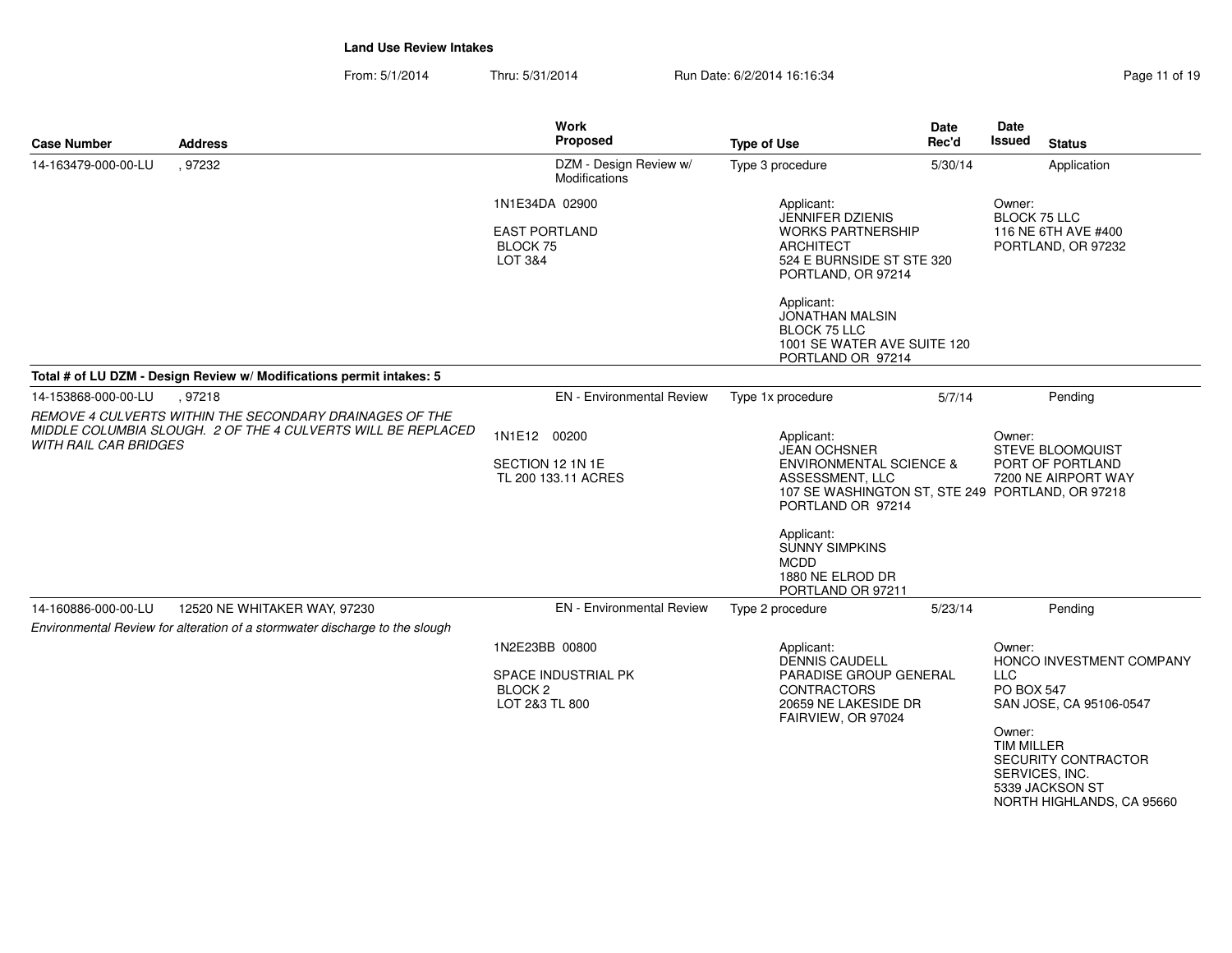## Land Use Review Intakes

From: 5/1/2014 Thru: 5/31/2014 Run Date: 6/2/2014 16:16:34

| Case Number | Address | Work Proposed | Type of Use | Date Rec'd | Date Issued | Status |
|---|---|---|---|---|---|---|
| 14-163479-000-00-LU | , 97232 | DZM - Design Review w/ Modifications | Type 3 procedure | 5/30/14 | | Application |
| | | 1N1E34DA 02900<br><br>EAST PORTLAND<br>BLOCK 75<br>LOT 3&4 | Applicant:<br>JENNIFER DZIENIS<br>WORKS PARTNERSHIP ARCHITECT<br>524 E BURNSIDE ST STE 320<br>PORTLAND, OR 97214<br><br>Applicant:<br>JONATHAN MALSIN<br>BLOCK 75 LLC<br>1001 SE WATER AVE SUITE 120<br>PORTLAND OR 97214 | | Owner:<br>BLOCK 75 LLC<br>116 NE 6TH AVE #400<br>PORTLAND, OR 97232 | |

**Total # of LU DZM - Design Review w/ Modifications permit intakes: 5**

| Case Number | Address | Work Proposed | Type of Use | Date Rec'd | Date Issued | Status |
|---|---|---|---|---|---|---|
| 14-153868-000-00-LU | , 97218 | EN - Environmental Review | Type 1x procedure | 5/7/14 | | Pending |
| *REMOVE 4 CULVERTS WITHIN THE SECONDARY DRAINAGES OF THE MIDDLE COLUMBIA SLOUGH. 2 OF THE 4 CULVERTS WILL BE REPLACED WITH RAIL CAR BRIDGES* | | 1N1E12 00200<br><br>SECTION 12 1N 1E<br>TL 200 133.11 ACRES | Applicant:<br>JEAN OCHSNER<br>ENVIRONMENTAL SCIENCE & ASSESSMENT, LLC<br>107 SE WASHINGTON ST, STE 249<br>PORTLAND OR 97214<br><br>Applicant:<br>SUNNY SIMPKINS<br>MCDD<br>1880 NE ELROD DR<br>PORTLAND OR 97211 | | Owner:<br>STEVE BLOOMQUIST<br>PORT OF PORTLAND<br>7200 NE AIRPORT WAY<br>PORTLAND, OR 97218 | |
| 14-160886-000-00-LU | 12520 NE WHITAKER WAY, 97230 | EN - Environmental Review | Type 2 procedure | 5/23/14 | | Pending |
| *Environmental Review for alteration of a stormwater discharge to the slough* | | 1N2E23BB 00800<br><br>SPACE INDUSTRIAL PK<br>BLOCK 2<br>LOT 2&3 TL 800 | Applicant:<br>DENNIS CAUDELL<br>PARADISE GROUP GENERAL CONTRACTORS<br>20659 NE LAKESIDE DR<br>FAIRVIEW, OR 97024 | | Owner:<br>HONCO INVESTMENT COMPANY LLC<br>PO BOX 547<br>SAN JOSE, CA 95106-0547<br><br>Owner:<br>TIM MILLER<br>SECURITY CONTRACTOR SERVICES, INC.<br>5339 JACKSON ST<br>NORTH HIGHLANDS, CA 95660 | |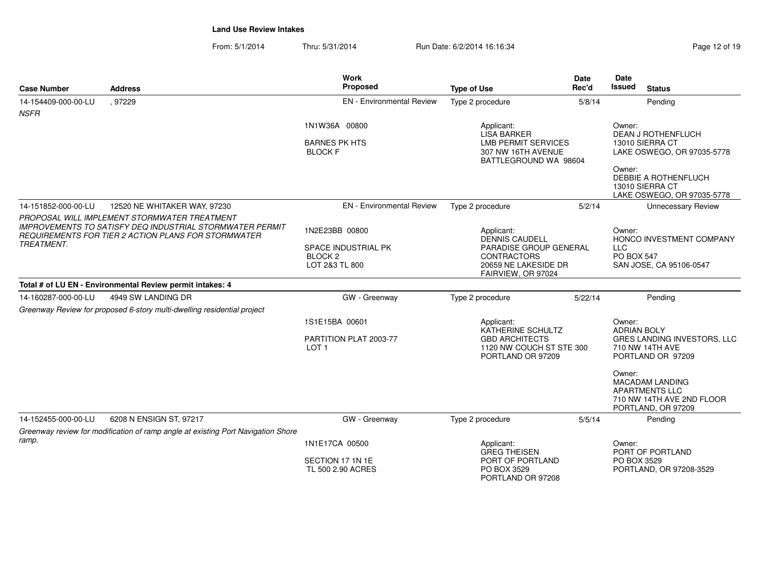**Land Use Review Intakes**

From: 5/1/2014 Thru: 5/31/2014 Run Date: 6/2/2014 16:16:34

| Case Number | Address | Work Proposed | Type of Use | Date Rec'd | Date Issued | Status |
|---|---|---|---|---|---|---|
| 14-154409-000-00-LU | , 97229 | EN - Environmental Review | Type 2 procedure | 5/8/14 | | Pending |
| *NSFR* | | 1N1W36A 00800<br>BARNES PK HTS<br>BLOCK F | Applicant:<br>LISA BARKER<br>LMB PERMIT SERVICES<br>307 NW 16TH AVENUE<br>BATTLEGROUND WA 98604 | | Owner:<br>DEAN J ROTHENFLUCH<br>13010 SIERRA CT<br>LAKE OSWEGO, OR 97035-5778<br>Owner:<br>DEBBIE A ROTHENFLUCH<br>13010 SIERRA CT<br>LAKE OSWEGO, OR 97035-5778 | |
| 14-151852-000-00-LU | 12520 NE WHITAKER WAY, 97230 | EN - Environmental Review | Type 2 procedure | 5/2/14 | | Unnecessary Review |
| *PROPOSAL WILL IMPLEMENT STORMWATER TREATMENT IMPROVEMENTS TO SATISFY DEQ INDUSTRIAL STORMWATER PERMIT REQUIREMENTS FOR TIER 2 ACTION PLANS FOR STORMWATER TREATMENT.* | | 1N2E23BB 00800<br>SPACE INDUSTRIAL PK<br>BLOCK 2<br>LOT 2&3 TL 800 | Applicant:<br>DENNIS CAUDELL<br>PARADISE GROUP GENERAL CONTRACTORS<br>20659 NE LAKESIDE DR<br>FAIRVIEW, OR 97024 | | Owner:<br>HONCO INVESTMENT COMPANY LLC<br>PO BOX 547<br>SAN JOSE, CA 95106-0547 | |
| **Total # of LU EN - Environmental Review permit intakes: 4** | | | | | | |
| 14-160287-000-00-LU | 4949 SW LANDING DR | GW - Greenway | Type 2 procedure | 5/22/14 | | Pending |
| *Greenway Review for proposed 6-story multi-dwelling residential project* | | 1S1E15BA 00601<br>PARTITION PLAT 2003-77<br>LOT 1 | Applicant:<br>KATHERINE SCHULTZ<br>GBD ARCHITECTS<br>1120 NW COUCH ST STE 300<br>PORTLAND OR 97209 | | Owner:<br>ADRIAN BOLY<br>GRES LANDING INVESTORS, LLC<br>710 NW 14TH AVE<br>PORTLAND OR 97209<br>Owner:<br>MACADAM LANDING APARTMENTS LLC<br>710 NW 14TH AVE 2ND FLOOR<br>PORTLAND, OR 97209 | |
| 14-152455-000-00-LU | 6208 N ENSIGN ST, 97217 | GW - Greenway | Type 2 procedure | 5/5/14 | | Pending |
| *Greenway review for modification of ramp angle at existing Port Navigation Shore ramp.* | | 1N1E17CA 00500<br>SECTION 17 1N 1E<br>TL 500 2.90 ACRES | Applicant:<br>GREG THEISEN<br>PORT OF PORTLAND<br>PO BOX 3529<br>PORTLAND OR 97208 | | Owner:<br>PORT OF PORTLAND<br>PO BOX 3529<br>PORTLAND, OR 97208-3529 | |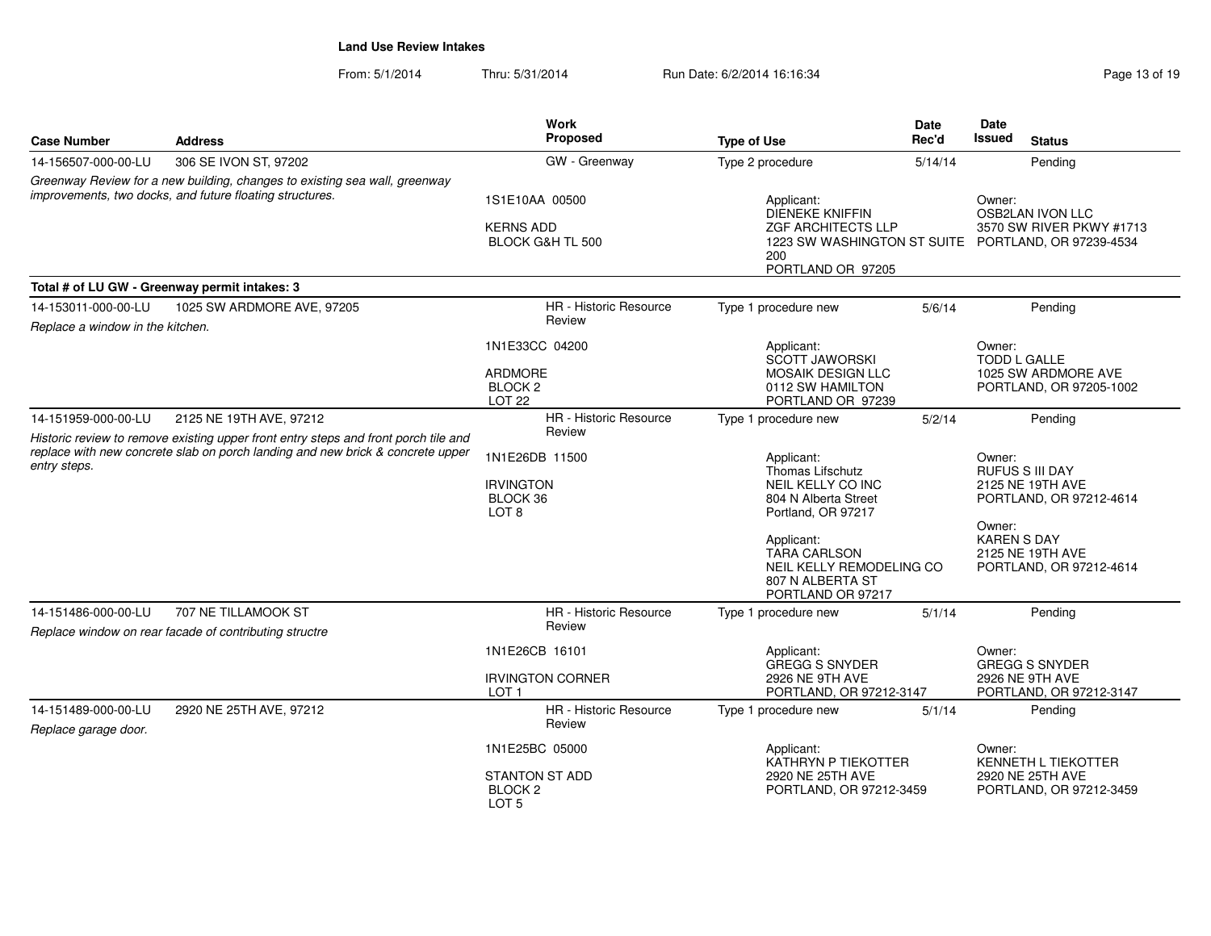**Land Use Review Intakes**

From: 5/1/2014 Thru: 5/31/2014 Run Date: 6/2/2014 16:16:34

| Case Number | Address | Work Proposed | Type of Use | Date Rec'd | Date Issued | Status |
|---|---|---|---|---|---|---|
| 14-156507-000-00-LU | 306 SE IVON ST, 97202 | GW - Greenway | Type 2 procedure | 5/14/14 | | Pending |
| *Greenway Review for a new building, changes to existing sea wall, greenway improvements, two docks, and future floating structures.* | | 1S1E10AA 00500<br><br>KERNS ADD<br>BLOCK G&H TL 500 | Applicant:<br>DIENEKE KNIFFIN<br>ZGF ARCHITECTS LLP<br>1223 SW WASHINGTON ST SUITE 200<br>PORTLAND OR 97205 | | Owner:<br>OSB2LAN IVON LLC<br>3570 SW RIVER PKWY #1713<br>PORTLAND, OR 97239-4534 | |
| **Total # of LU GW - Greenway permit intakes: 3** | | | | | | |
| 14-153011-000-00-LU | 1025 SW ARDMORE AVE, 97205 | HR - Historic Resource Review | Type 1 procedure new | 5/6/14 | | Pending |
| *Replace a window in the kitchen.* | | 1N1E33CC 04200<br><br>ARDMORE<br>BLOCK 2<br>LOT 22 | Applicant:<br>SCOTT JAWORSKI<br>MOSAIK DESIGN LLC<br>0112 SW HAMILTON<br>PORTLAND OR 97239 | | Owner:<br>TODD L GALLE<br>1025 SW ARDMORE AVE<br>PORTLAND, OR 97205-1002 | |
| 14-151959-000-00-LU | 2125 NE 19TH AVE, 97212 | HR - Historic Resource Review | Type 1 procedure new | 5/2/14 | | Pending |
| *Historic review to remove existing upper front entry steps and front porch tile and replace with new concrete slab on porch landing and new brick & concrete upper entry steps.* | | 1N1E26DB 11500<br><br>IRVINGTON<br>BLOCK 36<br>LOT 8 | Applicant:<br>Thomas Lifschutz<br>NEIL KELLY CO INC<br>804 N Alberta Street<br>Portland, OR 97217<br><br>Applicant:<br>TARA CARLSON<br>NEIL KELLY REMODELING CO<br>807 N ALBERTA ST<br>PORTLAND OR 97217 | | Owner:<br>RUFUS S III DAY<br>2125 NE 19TH AVE<br>PORTLAND, OR 97212-4614<br><br>Owner:<br>KAREN S DAY<br>2125 NE 19TH AVE<br>PORTLAND, OR 97212-4614 | |
| 14-151486-000-00-LU | 707 NE TILLAMOOK ST | HR - Historic Resource Review | Type 1 procedure new | 5/1/14 | | Pending |
| *Replace window on rear facade of contributing structre* | | 1N1E26CB 16101<br><br>IRVINGTON CORNER<br>LOT 1 | Applicant:<br>GREGG S SNYDER<br>2926 NE 9TH AVE<br>PORTLAND, OR 97212-3147 | | Owner:<br>GREGG S SNYDER<br>2926 NE 9TH AVE<br>PORTLAND, OR 97212-3147 | |
| 14-151489-000-00-LU | 2920 NE 25TH AVE, 97212 | HR - Historic Resource Review | Type 1 procedure new | 5/1/14 | | Pending |
| *Replace garage door.* | | 1N1E25BC 05000<br><br>STANTON ST ADD<br>BLOCK 2<br>LOT 5 | Applicant:<br>KATHRYN P TIEKOTTER<br>2920 NE 25TH AVE<br>PORTLAND, OR 97212-3459 | | Owner:<br>KENNETH L TIEKOTTER<br>2920 NE 25TH AVE<br>PORTLAND, OR 97212-3459 | |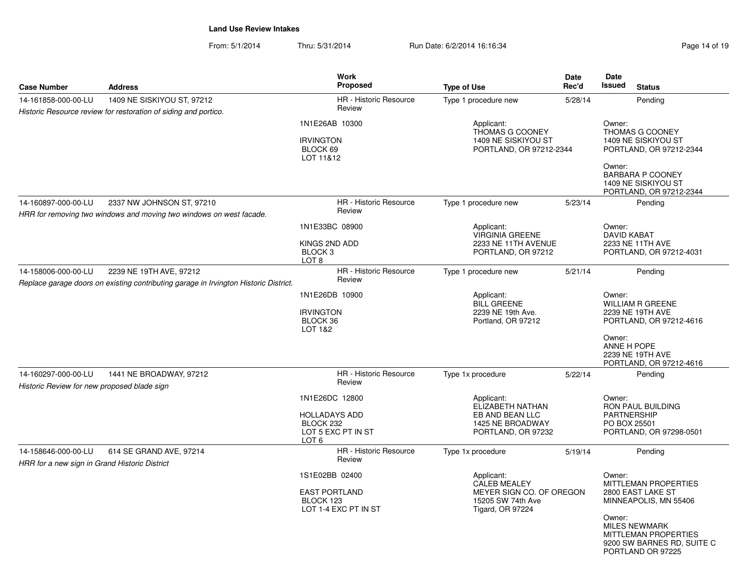**Land Use Review Intakes**

From: 5/1/2014 Thru: 5/31/2014 Run Date: 6/2/2014 16:16:34

| Case Number | Address | Work Proposed | Type of Use | Date Rec'd | Date Issued | Status |
|---|---|---|---|---|---|---|
| 14-161858-000-00-LU | 1409 NE SISKIYOU ST, 97212 | HR - Historic Resource Review | Type 1 procedure new | 5/28/14 | | Pending |
| *Historic Resource review for restoration of siding and portico.* | | 1N1E26AB 10300<br><br>IRVINGTON<br>BLOCK 69<br>LOT 11&12 | Applicant:<br>THOMAS G COONEY<br>1409 NE SISKIYOU ST<br>PORTLAND, OR 97212-2344 | | Owner:<br>THOMAS G COONEY<br>1409 NE SISKIYOU ST<br>PORTLAND, OR 97212-2344<br><br>Owner:<br>BARBARA P COONEY<br>1409 NE SISKIYOU ST<br>PORTLAND, OR 97212-2344 | |
| 14-160897-000-00-LU | 2337 NW JOHNSON ST, 97210 | HR - Historic Resource Review | Type 1 procedure new | 5/23/14 | | Pending |
| *HRR for removing two windows and moving two windows on west facade.* | | 1N1E33BC 08900<br><br>KINGS 2ND ADD<br>BLOCK 3<br>LOT 8 | Applicant:<br>VIRGINIA GREENE<br>2233 NE 11TH AVENUE<br>PORTLAND, OR 97212 | | Owner:<br>DAVID KABAT<br>2233 NE 11TH AVE<br>PORTLAND, OR 97212-4031 | |
| 14-158006-000-00-LU | 2239 NE 19TH AVE, 97212 | HR - Historic Resource Review | Type 1 procedure new | 5/21/14 | | Pending |
| *Replace garage doors on existing contributing garage in Irvington Historic District.* | | 1N1E26DB 10900<br><br>IRVINGTON<br>BLOCK 36<br>LOT 1&2 | Applicant:<br>BILL GREENE<br>2239 NE 19th Ave.<br>Portland, OR 97212 | | Owner:<br>WILLIAM R GREENE<br>2239 NE 19TH AVE<br>PORTLAND, OR 97212-4616<br><br>Owner:<br>ANNE H POPE<br>2239 NE 19TH AVE<br>PORTLAND, OR 97212-4616 | |
| 14-160297-000-00-LU | 1441 NE BROADWAY, 97212 | HR - Historic Resource Review | Type 1x procedure | 5/22/14 | | Pending |
| *Historic Review for new proposed blade sign* | | 1N1E26DC 12800<br><br>HOLLADAYS ADD<br>BLOCK 232<br>LOT 5 EXC PT IN ST<br>LOT 6 | Applicant:<br>ELIZABETH NATHAN<br>EB AND BEAN LLC<br>1425 NE BROADWAY<br>PORTLAND, OR 97232 | | Owner:<br>RON PAUL BUILDING PARTNERSHIP<br>PO BOX 25501<br>PORTLAND, OR 97298-0501 | |
| 14-158646-000-00-LU | 614 SE GRAND AVE, 97214 | HR - Historic Resource Review | Type 1x procedure | 5/19/14 | | Pending |
| *HRR for a new sign in Grand Historic District* | | 1S1E02BB 02400<br><br>EAST PORTLAND<br>BLOCK 123<br>LOT 1-4 EXC PT IN ST | Applicant:<br>CALEB MEALEY<br>MEYER SIGN CO. OF OREGON<br>15205 SW 74th Ave<br>Tigard, OR 97224 | | Owner:<br>MITTLEMAN PROPERTIES<br>2800 EAST LAKE ST<br>MINNEAPOLIS, MN 55406<br><br>Owner:<br>MILES NEWMARK<br>MITTLEMAN PROPERTIES<br>9200 SW BARNES RD, SUITE C<br>PORTLAND OR 97225 | |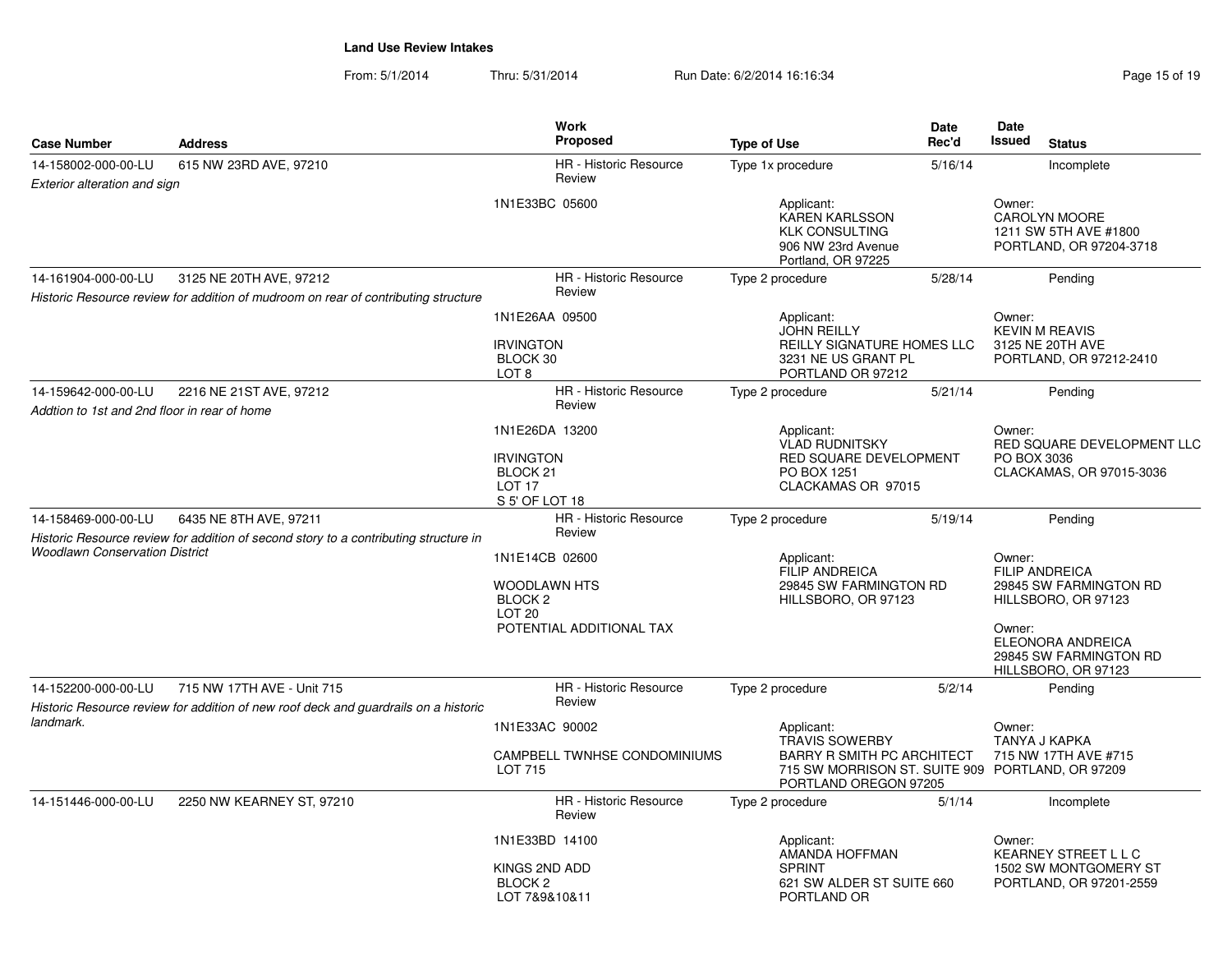# Land Use Review Intakes

From: 5/1/2014 Thru: 5/31/2014 Run Date: 6/2/2014 16:16:34

| Case Number | Address | Work Proposed | Type of Use | Date Rec'd | Date Issued | Status |
|---|---|---|---|---|---|---|
| 14-158002-000-00-LU | 615 NW 23RD AVE, 97210 | HR - Historic Resource Review | Type 1x procedure | 5/16/14 | | Incomplete |
| *Exterior alteration and sign* | | 1N1E33BC 05600 | Applicant: KAREN KARLSSON, KLK CONSULTING, 906 NW 23rd Avenue, Portland, OR 97225 | | Owner: CAROLYN MOORE, 1211 SW 5TH AVE #1800, PORTLAND, OR 97204-3718 | |
| 14-161904-000-00-LU | 3125 NE 20TH AVE, 97212 | HR - Historic Resource Review | Type 2 procedure | 5/28/14 | | Pending |
| *Historic Resource review for addition of mudroom on rear of contributing structure* | | 1N1E26AA 09500, IRVINGTON, BLOCK 30, LOT 8 | Applicant: JOHN REILLY, REILLY SIGNATURE HOMES LLC, 3231 NE US GRANT PL, PORTLAND OR 97212 | | Owner: KEVIN M REAVIS, 3125 NE 20TH AVE, PORTLAND, OR 97212-2410 | |
| 14-159642-000-00-LU | 2216 NE 21ST AVE, 97212 | HR - Historic Resource Review | Type 2 procedure | 5/21/14 | | Pending |
| *Addtion to 1st and 2nd floor in rear of home* | | 1N1E26DA 13200, IRVINGTON, BLOCK 21, LOT 17, S 5' OF LOT 18 | Applicant: VLAD RUDNITSKY, RED SQUARE DEVELOPMENT, PO BOX 1251, CLACKAMAS OR 97015 | | Owner: RED SQUARE DEVELOPMENT LLC, PO BOX 3036, CLACKAMAS, OR 97015-3036 | |
| 14-158469-000-00-LU | 6435 NE 8TH AVE, 97211 | HR - Historic Resource Review | Type 2 procedure | 5/19/14 | | Pending |
| *Historic Resource review for addition of second story to a contributing structure in Woodlawn Conservation District* | | 1N1E14CB 02600, WOODLAWN HTS, BLOCK 2, LOT 20, POTENTIAL ADDITIONAL TAX | Applicant: FILIP ANDREICA, 29845 SW FARMINGTON RD, HILLSBORO, OR 97123 | | Owner: FILIP ANDREICA, 29845 SW FARMINGTON RD, HILLSBORO, OR 97123; Owner: ELEONORA ANDREICA, 29845 SW FARMINGTON RD, HILLSBORO, OR 97123 | |
| 14-152200-000-00-LU | 715 NW 17TH AVE - Unit 715 | HR - Historic Resource Review | Type 2 procedure | 5/2/14 | | Pending |
| *Historic Resource review for addition of new roof deck and guardrails on a historic landmark.* | | 1N1E33AC 90002, CAMPBELL TWNHSE CONDOMINIUMS, LOT 715 | Applicant: TRAVIS SOWERBY, BARRY R SMITH PC ARCHITECT, 715 SW MORRISON ST. SUITE 909, PORTLAND OREGON 97205 | | Owner: TANYA J KAPKA, 715 NW 17TH AVE #715, PORTLAND, OR 97209 | |
| 14-151446-000-00-LU | 2250 NW KEARNEY ST, 97210 | HR - Historic Resource Review | Type 2 procedure | 5/1/14 | | Incomplete |
| | | 1N1E33BD 14100, KINGS 2ND ADD, BLOCK 2, LOT 7&9&10&11 | Applicant: AMANDA HOFFMAN, SPRINT, 621 SW ALDER ST SUITE 660, PORTLAND OR | | Owner: KEARNEY STREET L L C, 1502 SW MONTGOMERY ST, PORTLAND, OR 97201-2559 | |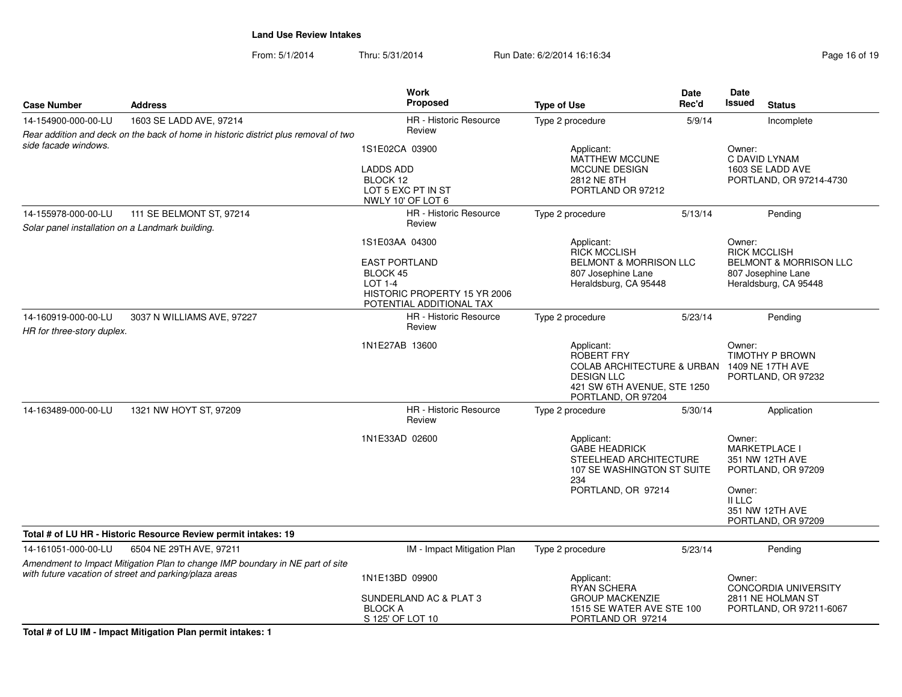**Land Use Review Intakes**

From: 5/1/2014 Thru: 5/31/2014 Run Date: 6/2/2014 16:16:34

| Case Number | Address | Work Proposed | Type of Use | Date Rec'd | Date Issued | Status |
|---|---|---|---|---|---|---|
| 14-154900-000-00-LU | 1603 SE LADD AVE, 97214 | HR - Historic Resource Review | Type 2 procedure | 5/9/14 | | Incomplete |
| *Rear addition and deck on the back of home in historic district plus removal of two side facade windows.* | | 1S1E02CA 03900<br><br>LADDS ADD<br>BLOCK 12<br>LOT 5 EXC PT IN ST<br>NWLY 10' OF LOT 6 | Applicant:<br>MATTHEW MCCUNE<br>MCCUNE DESIGN<br>2812 NE 8TH<br>PORTLAND OR 97212 | | Owner:<br>C DAVID LYNAM<br>1603 SE LADD AVE<br>PORTLAND, OR 97214-4730 | |
| 14-155978-000-00-LU | 111 SE BELMONT ST, 97214 | HR - Historic Resource Review | Type 2 procedure | 5/13/14 | | Pending |
| *Solar panel installation on a Landmark building.* | | 1S1E03AA 04300<br><br>EAST PORTLAND<br>BLOCK 45<br>LOT 1-4<br>HISTORIC PROPERTY 15 YR 2006<br>POTENTIAL ADDITIONAL TAX | Applicant:<br>RICK MCCLISH<br>BELMONT & MORRISON LLC<br>807 Josephine Lane<br>Heraldsburg, CA 95448 | | Owner:<br>RICK MCCLISH<br>BELMONT & MORRISON LLC<br>807 Josephine Lane<br>Heraldsburg, CA 95448 | |
| 14-160919-000-00-LU | 3037 N WILLIAMS AVE, 97227 | HR - Historic Resource Review | Type 2 procedure | 5/23/14 | | Pending |
| *HR for three-story duplex.* | | 1N1E27AB 13600 | Applicant:<br>ROBERT FRY<br>COLAB ARCHITECTURE & URBAN DESIGN LLC<br>421 SW 6TH AVENUE, STE 1250<br>PORTLAND, OR 97204 | | Owner:<br>TIMOTHY P BROWN<br>1409 NE 17TH AVE<br>PORTLAND, OR 97232 | |
| 14-163489-000-00-LU | 1321 NW HOYT ST, 97209 | HR - Historic Resource Review | Type 2 procedure | 5/30/14 | | Application |
| | | 1N1E33AD 02600 | Applicant:<br>GABE HEADRICK<br>STEELHEAD ARCHITECTURE<br>107 SE WASHINGTON ST SUITE 234<br>PORTLAND, OR 97214 | | Owner:<br>MARKETPLACE I<br>351 NW 12TH AVE<br>PORTLAND, OR 97209<br><br>Owner:<br>II LLC<br>351 NW 12TH AVE<br>PORTLAND, OR 97209 | |

**Total # of LU HR - Historic Resource Review permit intakes: 19**

| Case Number | Address | Work Proposed | Type of Use | Date Rec'd | Date Issued | Status |
|---|---|---|---|---|---|---|
| 14-161051-000-00-LU | 6504 NE 29TH AVE, 97211 | IM - Impact Mitigation Plan | Type 2 procedure | 5/23/14 | | Pending |
| *Amendment to Impact Mitigation Plan to change IMP boundary in NE part of site with future vacation of street and parking/plaza areas* | | 1N1E13BD 09900<br><br>SUNDERLAND AC & PLAT 3<br>BLOCK A<br>S 125' OF LOT 10 | Applicant:<br>RYAN SCHERA<br>GROUP MACKENZIE<br>1515 SE WATER AVE STE 100<br>PORTLAND OR 97214 | | Owner:<br>CONCORDIA UNIVERSITY<br>2811 NE HOLMAN ST<br>PORTLAND, OR 97211-6067 | |

**Total # of LU IM - Impact Mitigation Plan permit intakes: 1**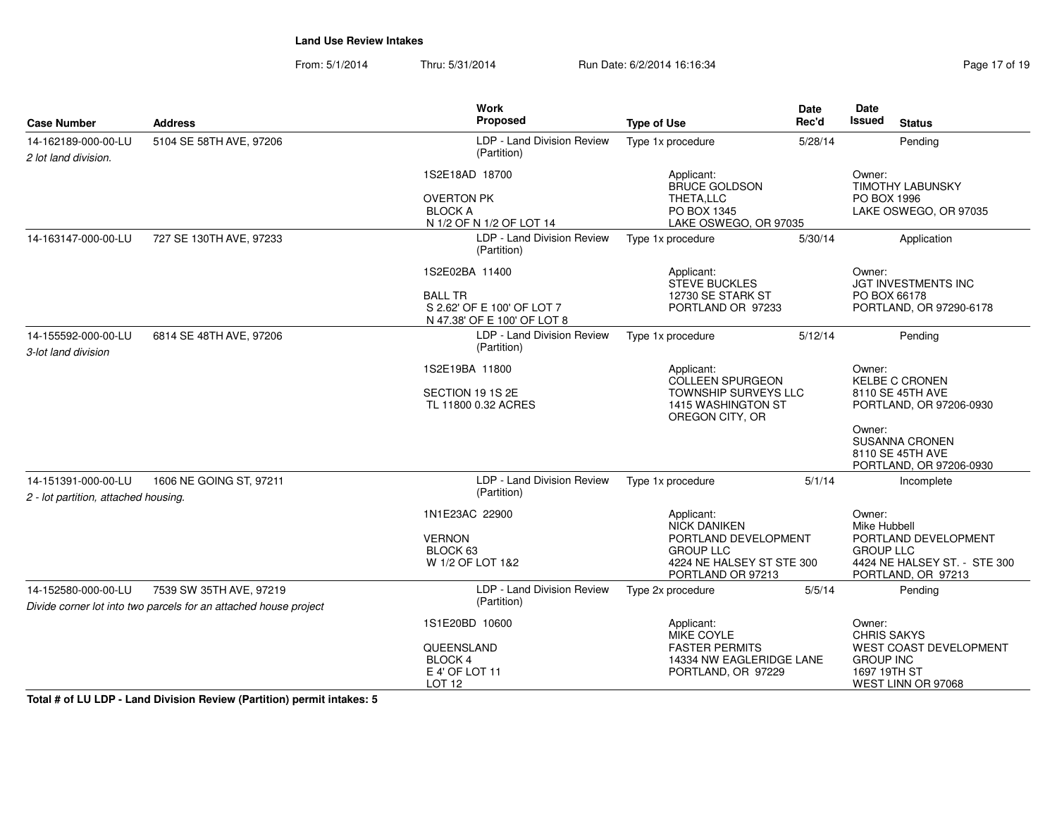**Land Use Review Intakes**

From: 5/1/2014 Thru: 5/31/2014 Run Date: 6/2/2014 16:16:34

| Case Number | Address | Work Proposed | Type of Use | Date Rec'd | Date Issued | Status |
|---|---|---|---|---|---|---|
| 14-162189-000-00-LU | 5104 SE 58TH AVE, 97206 | LDP - Land Division Review (Partition) | Type 1x procedure | 5/28/14 | | Pending |
| *2 lot land division.* | | 1S2E18AD 18700<br>OVERTON PK<br>BLOCK A<br>N 1/2 OF N 1/2 OF LOT 14 | Applicant:<br>BRUCE GOLDSON<br>THETA,LLC<br>PO BOX 1345<br>LAKE OSWEGO, OR 97035 | | Owner:<br>TIMOTHY LABUNSKY<br>PO BOX 1996<br>LAKE OSWEGO, OR 97035 | |
| 14-163147-000-00-LU | 727 SE 130TH AVE, 97233 | LDP - Land Division Review (Partition) | Type 1x procedure | 5/30/14 | | Application |
| | | 1S2E02BA 11400<br>BALL TR<br>S 2.62' OF E 100' OF LOT 7<br>N 47.38' OF E 100' OF LOT 8 | Applicant:<br>STEVE BUCKLES<br>12730 SE STARK ST<br>PORTLAND OR 97233 | | Owner:<br>JGT INVESTMENTS INC<br>PO BOX 66178<br>PORTLAND, OR 97290-6178 | |
| 14-155592-000-00-LU | 6814 SE 48TH AVE, 97206 | LDP - Land Division Review (Partition) | Type 1x procedure | 5/12/14 | | Pending |
| *3-lot land division* | | 1S2E19BA 11800<br>SECTION 19 1S 2E<br>TL 11800 0.32 ACRES | Applicant:<br>COLLEEN SPURGEON<br>TOWNSHIP SURVEYS LLC<br>1415 WASHINGTON ST<br>OREGON CITY, OR | | Owner:<br>KELBE C CRONEN<br>8110 SE 45TH AVE<br>PORTLAND, OR 97206-0930<br>Owner:<br>SUSANNA CRONEN<br>8110 SE 45TH AVE<br>PORTLAND, OR 97206-0930 | |
| 14-151391-000-00-LU | 1606 NE GOING ST, 97211 | LDP - Land Division Review (Partition) | Type 1x procedure | 5/1/14 | | Incomplete |
| *2 - lot partition, attached housing.* | | 1N1E23AC 22900<br>VERNON<br>BLOCK 63<br>W 1/2 OF LOT 1&2 | Applicant:<br>NICK DANIKEN<br>PORTLAND DEVELOPMENT GROUP LLC<br>4224 NE HALSEY ST STE 300<br>PORTLAND OR 97213 | | Owner:<br>Mike Hubbell<br>PORTLAND DEVELOPMENT GROUP LLC<br>4424 NE HALSEY ST. - STE 300<br>PORTLAND, OR 97213 | |
| 14-152580-000-00-LU | 7539 SW 35TH AVE, 97219 | LDP - Land Division Review (Partition) | Type 2x procedure | 5/5/14 | | Pending |
| *Divide corner lot into two parcels for an attached house project* | | 1S1E20BD 10600<br>QUEENSLAND<br>BLOCK 4<br>E 4' OF LOT 11<br>LOT 12 | Applicant:<br>MIKE COYLE<br>FASTER PERMITS<br>14334 NW EAGLERIDGE LANE<br>PORTLAND, OR 97229 | | Owner:<br>CHRIS SAKYS<br>WEST COAST DEVELOPMENT GROUP INC<br>1697 19TH ST<br>WEST LINN OR 97068 | |

**Total # of LU LDP - Land Division Review (Partition) permit intakes: 5**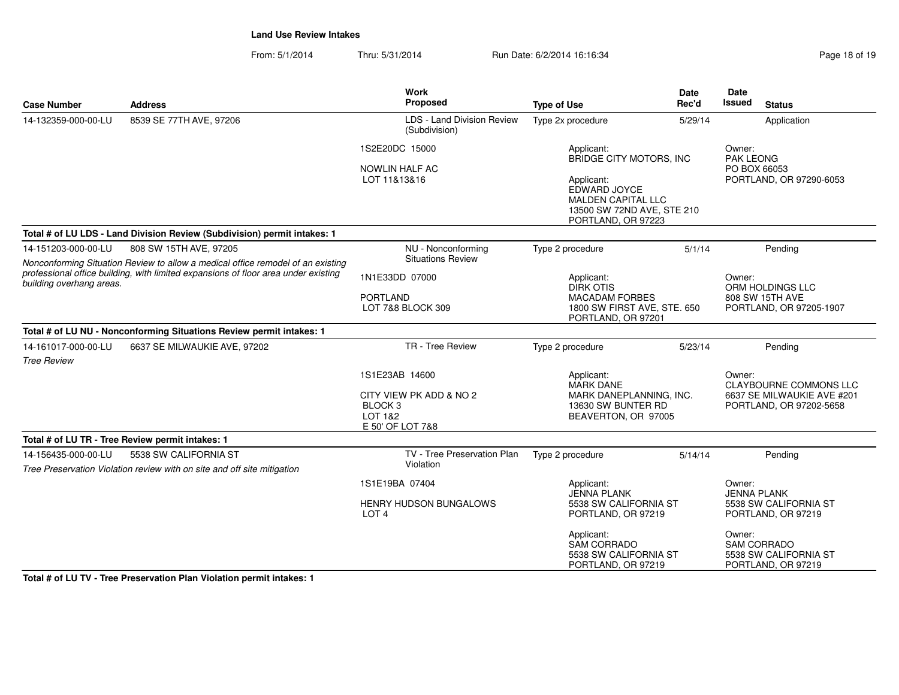**Land Use Review Intakes**

From: 5/1/2014 Thru: 5/31/2014 Run Date: 6/2/2014 16:16:34

| Case Number | Address | Work Proposed | Type of Use | Date Rec'd | Date Issued | Status |
|---|---|---|---|---|---|---|
| 14-132359-000-00-LU | 8539 SE 77TH AVE, 97206 | LDS - Land Division Review (Subdivision) | Type 2x procedure | 5/29/14 | | Application |
| | | 1S2E20DC 15000<br>NOWLIN HALF AC<br>LOT 11&13&16 | Applicant:<br>BRIDGE CITY MOTORS, INC<br><br>Applicant:<br>EDWARD JOYCE<br>MALDEN CAPITAL LLC<br>13500 SW 72ND AVE, STE 210<br>PORTLAND, OR 97223 | | Owner:<br>PAK LEONG<br>PO BOX 66053<br>PORTLAND, OR 97290-6053 | |
| **Total # of LU LDS - Land Division Review (Subdivision) permit intakes: 1** | | | | | | |
| 14-151203-000-00-LU | 808 SW 15TH AVE, 97205<br>*Nonconforming Situation Review to allow a medical office remodel of an existing professional office building, with limited expansions of floor area under existing building overhang areas.* | NU - Nonconforming Situations Review | Type 2 procedure | 5/1/14 | | Pending |
| | | 1N1E33DD 07000<br>PORTLAND<br>LOT 7&8 BLOCK 309 | Applicant:<br>DIRK OTIS<br>MACADAM FORBES<br>1800 SW FIRST AVE, STE. 650<br>PORTLAND, OR 97201 | | Owner:<br>ORM HOLDINGS LLC<br>808 SW 15TH AVE<br>PORTLAND, OR 97205-1907 | |
| **Total # of LU NU - Nonconforming Situations Review permit intakes: 1** | | | | | | |
| 14-161017-000-00-LU | 6637 SE MILWAUKIE AVE, 97202<br>*Tree Review* | TR - Tree Review | Type 2 procedure | 5/23/14 | | Pending |
| | | 1S1E23AB 14600<br>CITY VIEW PK ADD & NO 2<br>BLOCK 3<br>LOT 1&2<br>E 50' OF LOT 7&8 | Applicant:<br>MARK DANE<br>MARK DANEPLANNING, INC.<br>13630 SW BUNTER RD<br>BEAVERTON, OR 97005 | | Owner:<br>CLAYBOURNE COMMONS LLC<br>6637 SE MILWAUKIE AVE #201<br>PORTLAND, OR 97202-5658 | |
| **Total # of LU TR - Tree Review permit intakes: 1** | | | | | | |
| 14-156435-000-00-LU | 5538 SW CALIFORNIA ST<br>*Tree Preservation Violation review with on site and off site mitigation* | TV - Tree Preservation Plan Violation | Type 2 procedure | 5/14/14 | | Pending |
| | | 1S1E19BA 07404<br>HENRY HUDSON BUNGALOWS<br>LOT 4 | Applicant:<br>JENNA PLANK<br>5538 SW CALIFORNIA ST<br>PORTLAND, OR 97219<br><br>Applicant:<br>SAM CORRADO<br>5538 SW CALIFORNIA ST<br>PORTLAND, OR 97219 | | Owner:<br>JENNA PLANK<br>5538 SW CALIFORNIA ST<br>PORTLAND, OR 97219<br><br>Owner:<br>SAM CORRADO<br>5538 SW CALIFORNIA ST<br>PORTLAND, OR 97219 | |
| **Total # of LU TV - Tree Preservation Plan Violation permit intakes: 1** | | | | | | |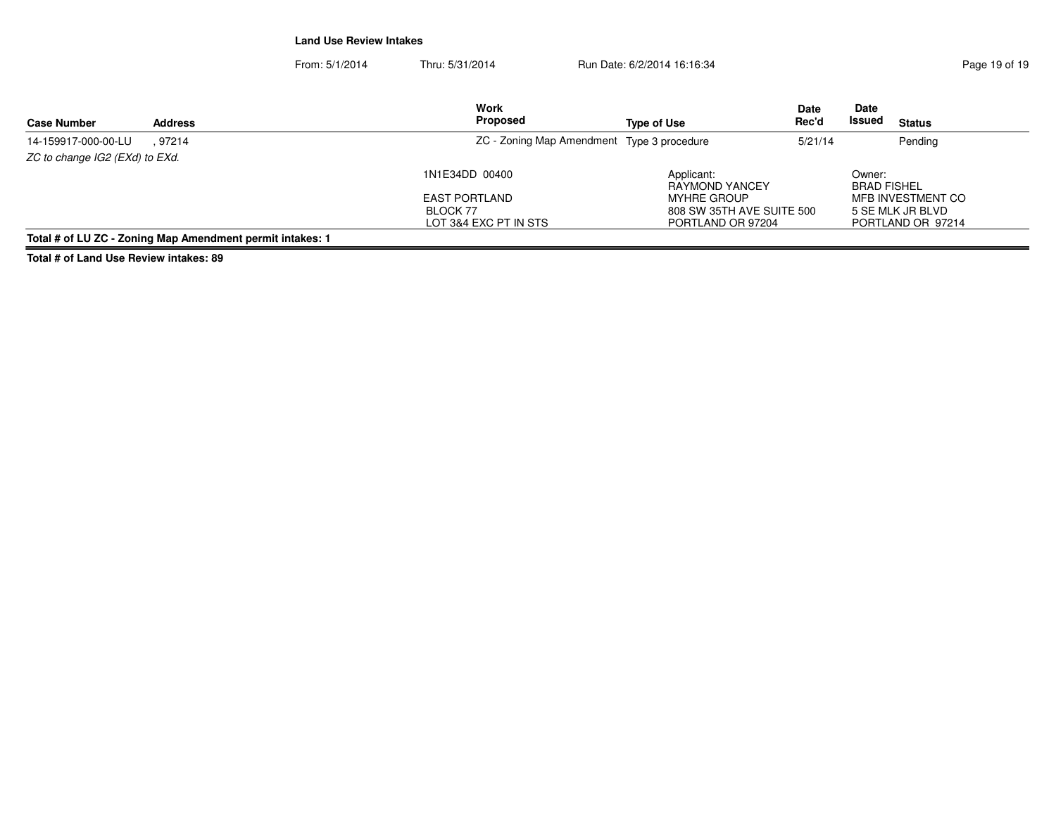**Land Use Review Intakes**

From: 5/1/2014 Thru: 5/31/2014 Run Date: 6/2/2014 16:16:34

| Case Number | Address | Work Proposed | Type of Use | Date Rec'd | Date Issued | Status |
|---|---|---|---|---|---|---|
| 14-159917-000-00-LU | , 97214 | ZC - Zoning Map Amendment | Type 3 procedure | 5/21/14 | | Pending |

*ZC to change IG2 (EXd) to EXd.*

1N1E34DD 00400

EAST PORTLAND
BLOCK 77
LOT 3&4 EXC PT IN STS

Applicant:
RAYMOND YANCEY
MYHRE GROUP
808 SW 35TH AVE SUITE 500
PORTLAND OR 97204

Owner:
BRAD FISHEL
MFB INVESTMENT CO
5 SE MLK JR BLVD
PORTLAND OR 97214

**Total # of LU ZC - Zoning Map Amendment permit intakes: 1**

**Total # of Land Use Review intakes: 89**